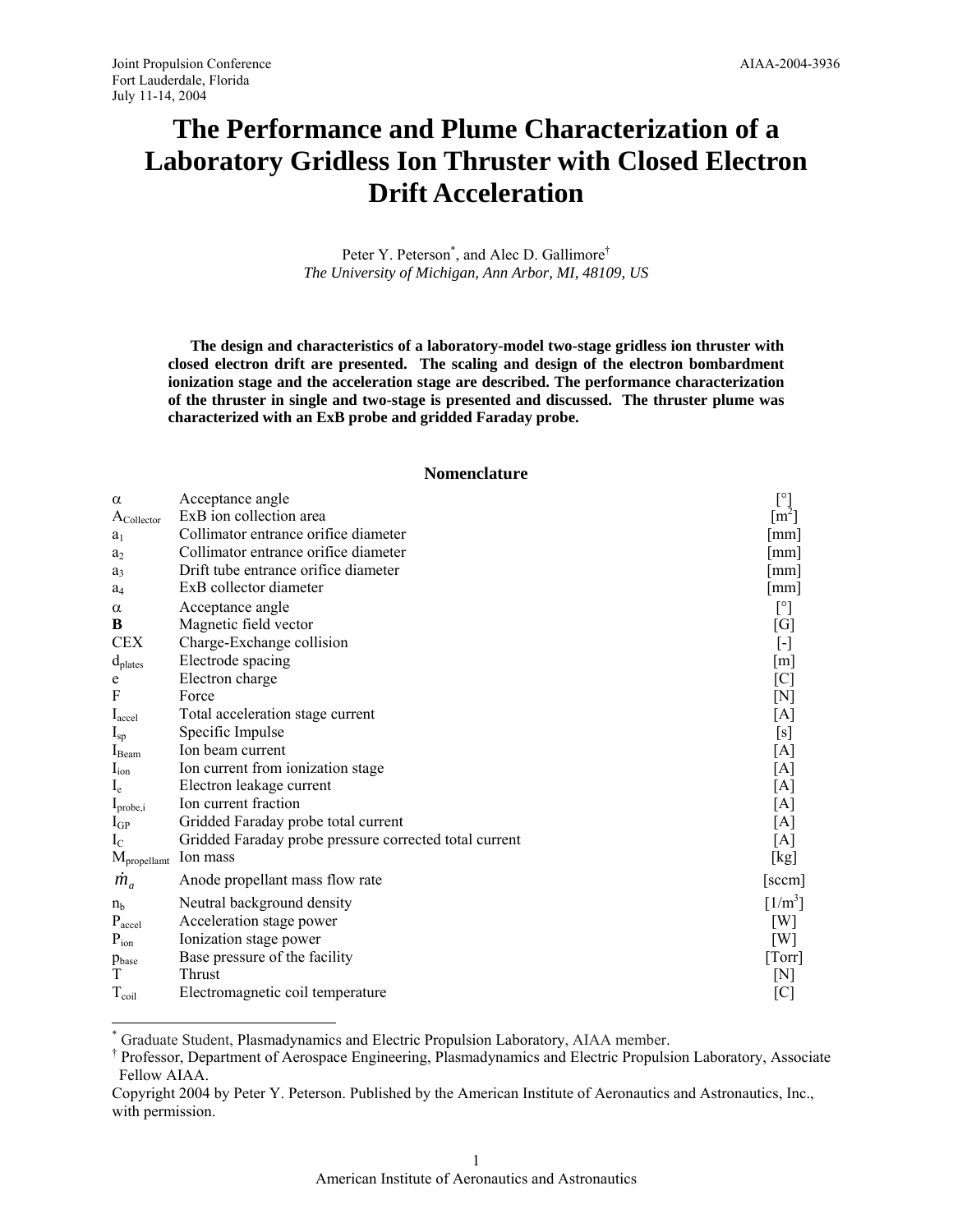Joint Propulsion Conference
Fort Lauderdale, Florida
July 11-14, 2004

AIAA-2004-3936

# The Performance and Plume Characterization of a Laboratory Gridless Ion Thruster with Closed Electron Drift Acceleration

Peter Y. Peterson[*], and Alec D. Gallimore[†]
*The University of Michigan, Ann Arbor, MI, 48109, US*

**The design and characteristics of a laboratory-model two-stage gridless ion thruster with closed electron drift are presented. The scaling and design of the electron bombardment ionization stage and the acceleration stage are described. The performance characterization of the thruster in single and two-stage is presented and discussed. The thruster plume was characterized with an ExB probe and gridded Faraday probe.**

## Nomenclature

| | | |
|---|---|---|
| $\alpha$ | Acceptance angle | [°] |
| $A_{Collector}$ | ExB ion collection area | [$m^2$] |
| $a_1$ | Collimator entrance orifice diameter | [mm] |
| $a_2$ | Collimator entrance orifice diameter | [mm] |
| $a_3$ | Drift tube entrance orifice diameter | [mm] |
| $a_4$ | ExB collector diameter | [mm] |
| $\alpha$ | Acceptance angle | [°] |
| **B** | Magnetic field vector | [G] |
| CEX | Charge-Exchange collision | [-] |
| $d_{plates}$ | Electrode spacing | [m] |
| e | Electron charge | [C] |
| F | Force | [N] |
| $I_{accel}$ | Total acceleration stage current | [A] |
| $I_{sp}$ | Specific Impulse | [s] |
| $I_{Beam}$ | Ion beam current | [A] |
| $I_{ion}$ | Ion current from ionization stage | [A] |
| $I_e$ | Electron leakage current | [A] |
| $I_{probe,i}$ | Ion current fraction | [A] |
| $I_{GP}$ | Gridded Faraday probe total current | [A] |
| $I_C$ | Gridded Faraday probe pressure corrected total current | [A] |
| $M_{propellamt}$ | Ion mass | [kg] |
| $\dot{m}_a$ | Anode propellant mass flow rate | [sccm] |
| $n_b$ | Neutral background density | [$1/m^3$] |
| $P_{accel}$ | Acceleration stage power | [W] |
| $P_{ion}$ | Ionization stage power | [W] |
| $p_{base}$ | Base pressure of the facility | [Torr] |
| T | Thrust | [N] |
| $T_{coil}$ | Electromagnetic coil temperature | [C] |

[*] Graduate Student, Plasmadynamics and Electric Propulsion Laboratory, AIAA member.
[†] Professor, Department of Aerospace Engineering, Plasmadynamics and Electric Propulsion Laboratory, Associate Fellow AIAA.

Copyright 2004 by Peter Y. Peterson. Published by the American Institute of Aeronautics and Astronautics, Inc., with permission.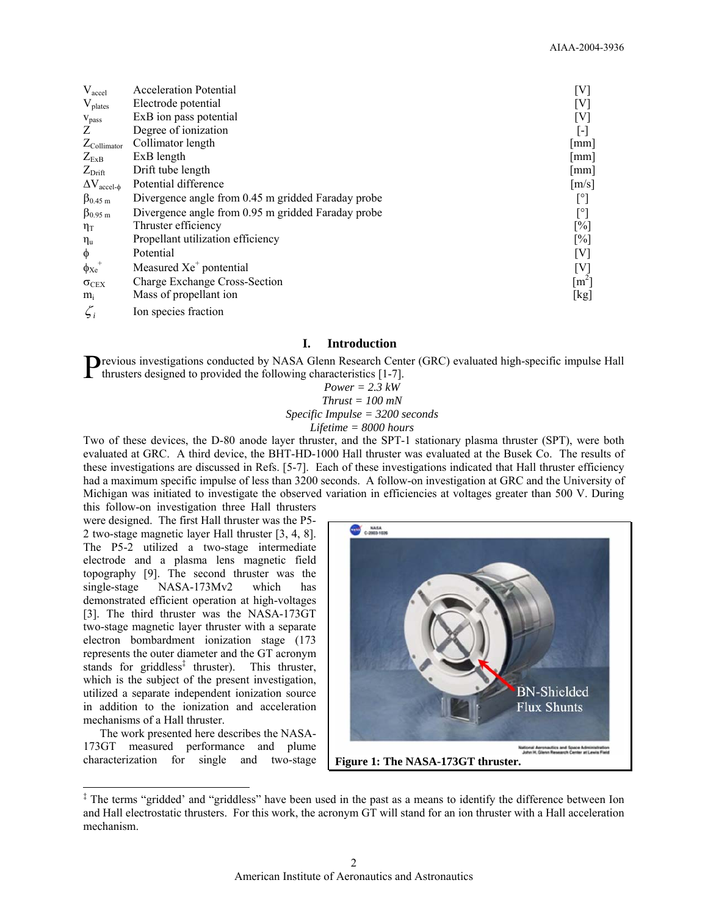| | | |
|---|---|---|
| $V_{accel}$ | Acceleration Potential | [V] |
| $V_{plates}$ | Electrode potential | [V] |
| $v_{pass}$ | ExB ion pass potential | [V] |
| Z | Degree of ionization | [-] |
| $Z_{Collimator}$ | Collimator length | [mm] |
| $Z_{ExB}$ | ExB length | [mm] |
| $Z_{Drift}$ | Drift tube length | [mm] |
| $\Delta V_{accel-\phi}$ | Potential difference | [m/s] |
| $\beta_{0.45\,m}$ | Divergence angle from 0.45 m gridded Faraday probe | [°] |
| $\beta_{0.95\,m}$ | Divergence angle from 0.95 m gridded Faraday probe | [°] |
| $\eta_T$ | Thruster efficiency | [%] |
| $\eta_u$ | Propellant utilization efficiency | [%] |
| $\phi$ | Potential | [V] |
| $\phi_{Xe^+}$ | Measured $Xe^+$ pontential | [V] |
| $\sigma_{CEX}$ | Charge Exchange Cross-Section | [$m^2$] |
| $m_i$ | Mass of propellant ion | [kg] |
| $\zeta_i$ | Ion species fraction | |

## I. Introduction

Previous investigations conducted by NASA Glenn Research Center (GRC) evaluated high-specific impulse Hall thrusters designed to provided the following characteristics [1-7].

*Power = 2.3 kW*
*Thrust = 100 mN*
*Specific Impulse = 3200 seconds*
*Lifetime = 8000 hours*

Two of these devices, the D-80 anode layer thruster, and the SPT-1 stationary plasma thruster (SPT), were both evaluated at GRC. A third device, the BHT-HD-1000 Hall thruster was evaluated at the Busek Co. The results of these investigations are discussed in Refs. [5-7]. Each of these investigations indicated that Hall thruster efficiency had a maximum specific impulse of less than 3200 seconds. A follow-on investigation at GRC and the University of Michigan was initiated to investigate the observed variation in efficiencies at voltages greater than 500 V. During this follow-on investigation three Hall thrusters were designed. The first Hall thruster was the P5-2 two-stage magnetic layer Hall thruster [3, 4, 8]. The P5-2 utilized a two-stage intermediate electrode and a plasma lens magnetic field topography [9]. The second thruster was the single-stage NASA-173Mv2 which has demonstrated efficient operation at high-voltages [3]. The third thruster was the NASA-173GT two-stage magnetic layer thruster with a separate electron bombardment ionization stage (173 represents the outer diameter and the GT acronym stands for griddless[‡] thruster). This thruster, which is the subject of the present investigation, utilized a separate independent ionization source in addition to the ionization and acceleration mechanisms of a Hall thruster.

The work presented here describes the NASA-173GT measured performance and plume characterization for single and two-stage

BN-Shielded Flux Shunts

**Figure 1: The NASA-173GT thruster.**

[‡] The terms "gridded' and "griddless" have been used in the past as a means to identify the difference between Ion and Hall electrostatic thrusters. For this work, the acronym GT will stand for an ion thruster with a Hall acceleration mechanism.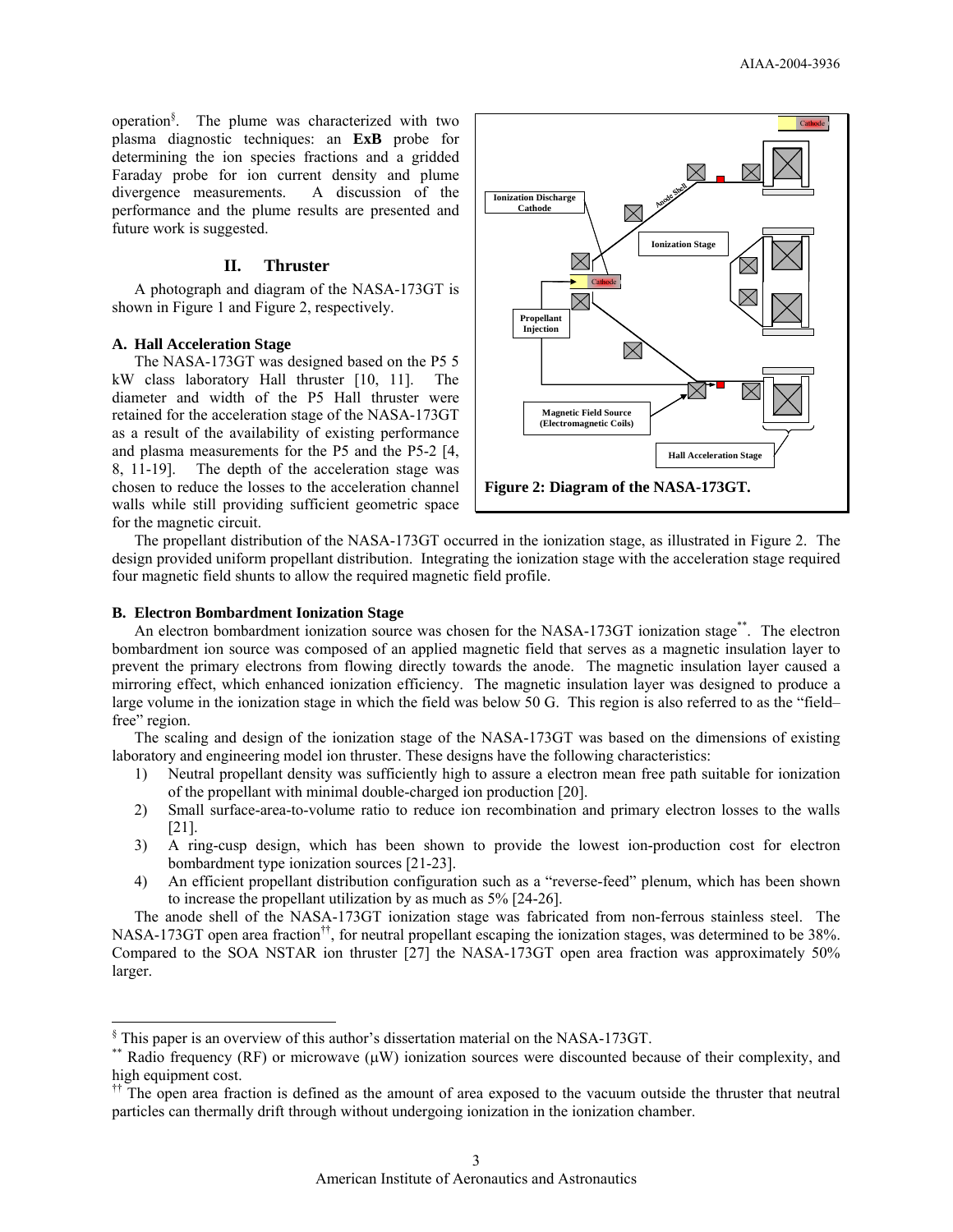operation[§]. The plume was characterized with two plasma diagnostic techniques: an **ExB** probe for determining the ion species fractions and a gridded Faraday probe for ion current density and plume divergence measurements. A discussion of the performance and the plume results are presented and future work is suggested.

## II. Thruster

A photograph and diagram of the NASA-173GT is shown in Figure 1 and Figure 2, respectively.

### A. Hall Acceleration Stage

The NASA-173GT was designed based on the P5 5 kW class laboratory Hall thruster [10, 11]. The diameter and width of the P5 Hall thruster were retained for the acceleration stage of the NASA-173GT as a result of the availability of existing performance and plasma measurements for the P5 and the P5-2 [4, 8, 11-19]. The depth of the acceleration stage was chosen to reduce the losses to the acceleration channel walls while still providing sufficient geometric space for the magnetic circuit.

**Figure 2: Diagram of the NASA-173GT.**

The propellant distribution of the NASA-173GT occurred in the ionization stage, as illustrated in Figure 2. The design provided uniform propellant distribution. Integrating the ionization stage with the acceleration stage required four magnetic field shunts to allow the required magnetic field profile.

### B. Electron Bombardment Ionization Stage

An electron bombardment ionization source was chosen for the NASA-173GT ionization stage[**]. The electron bombardment ion source was composed of an applied magnetic field that serves as a magnetic insulation layer to prevent the primary electrons from flowing directly towards the anode. The magnetic insulation layer caused a mirroring effect, which enhanced ionization efficiency. The magnetic insulation layer was designed to produce a large volume in the ionization stage in which the field was below 50 G. This region is also referred to as the "field–free" region.

The scaling and design of the ionization stage of the NASA-173GT was based on the dimensions of existing laboratory and engineering model ion thruster. These designs have the following characteristics:

1) Neutral propellant density was sufficiently high to assure a electron mean free path suitable for ionization of the propellant with minimal double-charged ion production [20].
2) Small surface-area-to-volume ratio to reduce ion recombination and primary electron losses to the walls [21].
3) A ring-cusp design, which has been shown to provide the lowest ion-production cost for electron bombardment type ionization sources [21-23].
4) An efficient propellant distribution configuration such as a "reverse-feed" plenum, which has been shown to increase the propellant utilization by as much as 5% [24-26].

The anode shell of the NASA-173GT ionization stage was fabricated from non-ferrous stainless steel. The NASA-173GT open area fraction[††], for neutral propellant escaping the ionization stages, was determined to be 38%. Compared to the SOA NSTAR ion thruster [27] the NASA-173GT open area fraction was approximately 50% larger.

---

[§] This paper is an overview of this author's dissertation material on the NASA-173GT.

[**] Radio frequency (RF) or microwave (μW) ionization sources were discounted because of their complexity, and high equipment cost.

[††] The open area fraction is defined as the amount of area exposed to the vacuum outside the thruster that neutral particles can thermally drift through without undergoing ionization in the ionization chamber.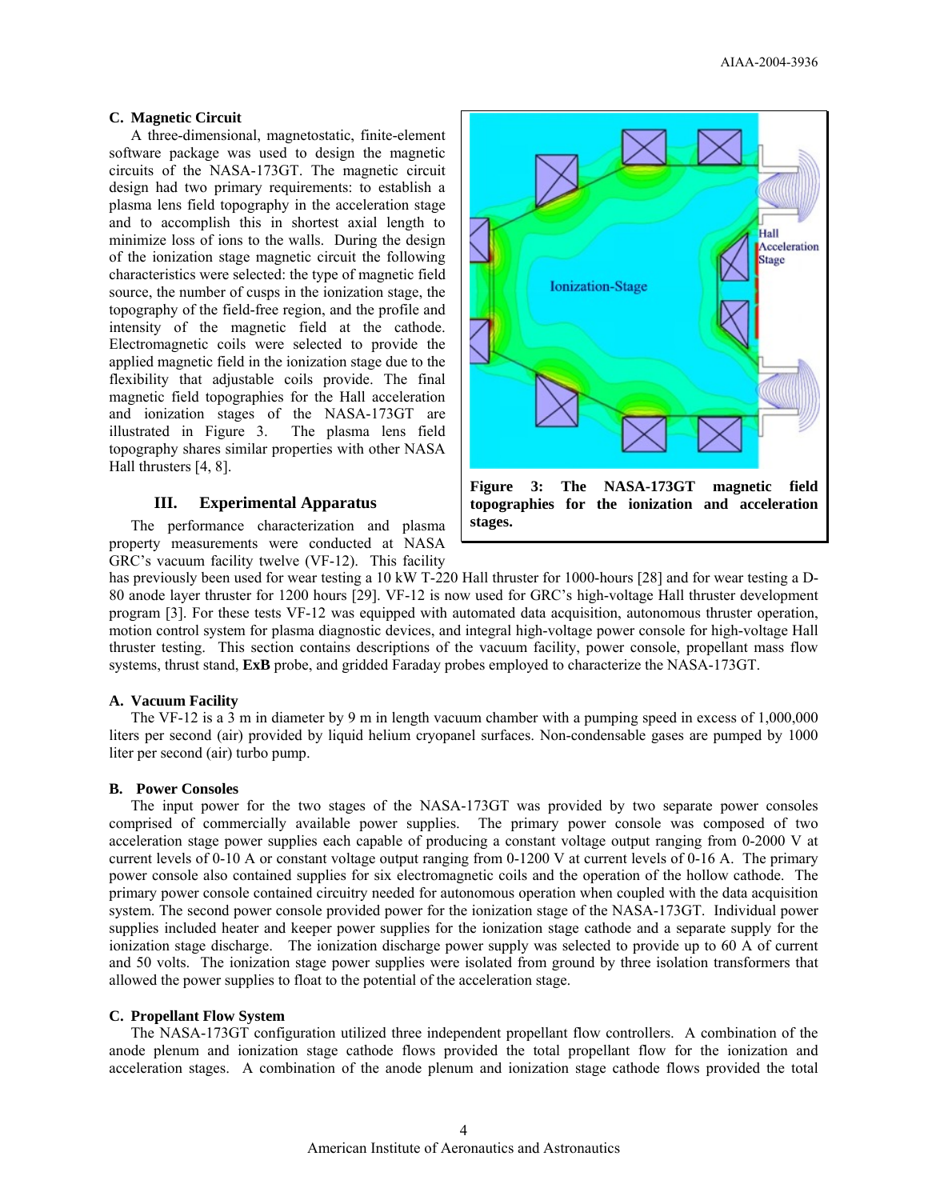### C. Magnetic Circuit

A three-dimensional, magnetostatic, finite-element software package was used to design the magnetic circuits of the NASA-173GT. The magnetic circuit design had two primary requirements: to establish a plasma lens field topography in the acceleration stage and to accomplish this in shortest axial length to minimize loss of ions to the walls. During the design of the ionization stage magnetic circuit the following characteristics were selected: the type of magnetic field source, the number of cusps in the ionization stage, the topography of the field-free region, and the profile and intensity of the magnetic field at the cathode. Electromagnetic coils were selected to provide the applied magnetic field in the ionization stage due to the flexibility that adjustable coils provide. The final magnetic field topographies for the Hall acceleration and ionization stages of the NASA-173GT are illustrated in Figure 3. The plasma lens field topography shares similar properties with other NASA Hall thrusters [4, 8].

**Figure 3: The NASA-173GT magnetic field topographies for the ionization and acceleration stages.**

## III. Experimental Apparatus

The performance characterization and plasma property measurements were conducted at NASA GRC's vacuum facility twelve (VF-12). This facility has previously been used for wear testing a 10 kW T-220 Hall thruster for 1000-hours [28] and for wear testing a D-80 anode layer thruster for 1200 hours [29]. VF-12 is now used for GRC's high-voltage Hall thruster development program [3]. For these tests VF-12 was equipped with automated data acquisition, autonomous thruster operation, motion control system for plasma diagnostic devices, and integral high-voltage power console for high-voltage Hall thruster testing. This section contains descriptions of the vacuum facility, power console, propellant mass flow systems, thrust stand, **ExB** probe, and gridded Faraday probes employed to characterize the NASA-173GT.

### A. Vacuum Facility

The VF-12 is a 3 m in diameter by 9 m in length vacuum chamber with a pumping speed in excess of 1,000,000 liters per second (air) provided by liquid helium cryopanel surfaces. Non-condensable gases are pumped by 1000 liter per second (air) turbo pump.

### B. Power Consoles

The input power for the two stages of the NASA-173GT was provided by two separate power consoles comprised of commercially available power supplies. The primary power console was composed of two acceleration stage power supplies each capable of producing a constant voltage output ranging from 0-2000 V at current levels of 0-10 A or constant voltage output ranging from 0-1200 V at current levels of 0-16 A. The primary power console also contained supplies for six electromagnetic coils and the operation of the hollow cathode. The primary power console contained circuitry needed for autonomous operation when coupled with the data acquisition system. The second power console provided power for the ionization stage of the NASA-173GT. Individual power supplies included heater and keeper power supplies for the ionization stage cathode and a separate supply for the ionization stage discharge. The ionization discharge power supply was selected to provide up to 60 A of current and 50 volts. The ionization stage power supplies were isolated from ground by three isolation transformers that allowed the power supplies to float to the potential of the acceleration stage.

### C. Propellant Flow System

The NASA-173GT configuration utilized three independent propellant flow controllers. A combination of the anode plenum and ionization stage cathode flows provided the total propellant flow for the ionization and acceleration stages. A combination of the anode plenum and ionization stage cathode flows provided the total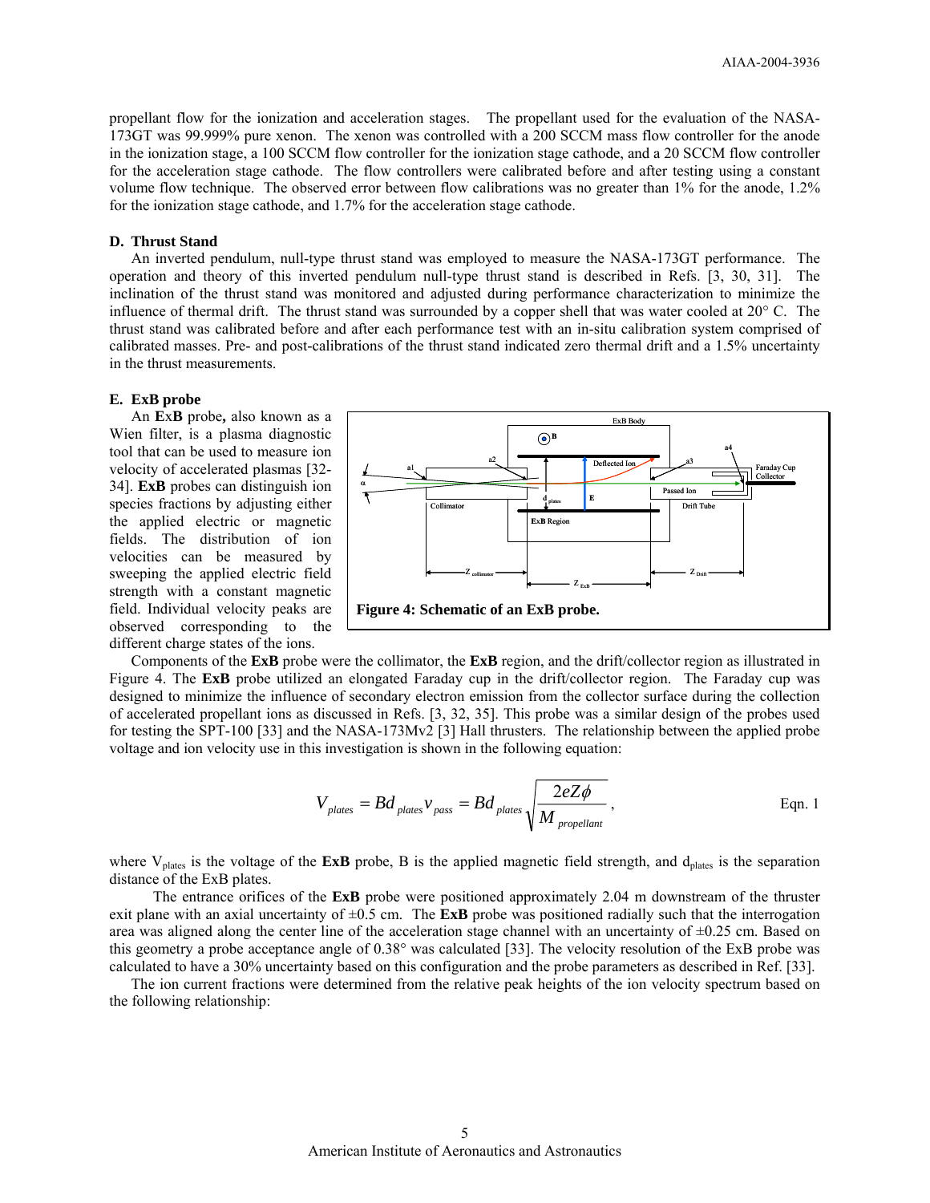propellant flow for the ionization and acceleration stages. The propellant used for the evaluation of the NASA-173GT was 99.999% pure xenon. The xenon was controlled with a 200 SCCM mass flow controller for the anode in the ionization stage, a 100 SCCM flow controller for the ionization stage cathode, and a 20 SCCM flow controller for the acceleration stage cathode. The flow controllers were calibrated before and after testing using a constant volume flow technique. The observed error between flow calibrations was no greater than 1% for the anode, 1.2% for the ionization stage cathode, and 1.7% for the acceleration stage cathode.

### D. Thrust Stand

An inverted pendulum, null-type thrust stand was employed to measure the NASA-173GT performance. The operation and theory of this inverted pendulum null-type thrust stand is described in Refs. [3, 30, 31]. The inclination of the thrust stand was monitored and adjusted during performance characterization to minimize the influence of thermal drift. The thrust stand was surrounded by a copper shell that was water cooled at 20° C. The thrust stand was calibrated before and after each performance test with an in-situ calibration system comprised of calibrated masses. Pre- and post-calibrations of the thrust stand indicated zero thermal drift and a 1.5% uncertainty in the thrust measurements.

### E. ExB probe

An **E**x**B** probe**,** also known as a Wien filter, is a plasma diagnostic tool that can be used to measure ion velocity of accelerated plasmas [32-34]. **ExB** probes can distinguish ion species fractions by adjusting either the applied electric or magnetic fields. The distribution of ion velocities can be measured by sweeping the applied electric field strength with a constant magnetic field. Individual velocity peaks are observed corresponding to the different charge states of the ions.

**Figure 4: Schematic of an ExB probe.**

Components of the **ExB** probe were the collimator, the **ExB** region, and the drift/collector region as illustrated in Figure 4. The **ExB** probe utilized an elongated Faraday cup in the drift/collector region. The Faraday cup was designed to minimize the influence of secondary electron emission from the collector surface during the collection of accelerated propellant ions as discussed in Refs. [3, 32, 35]. This probe was a similar design of the probes used for testing the SPT-100 [33] and the NASA-173Mv2 [3] Hall thrusters. The relationship between the applied probe voltage and ion velocity use in this investigation is shown in the following equation:

$$V_{plates} = Bd_{plates}v_{pass} = Bd_{plates}\sqrt{\frac{2eZ\phi}{M_{propellant}}}, \qquad \text{Eqn. 1}$$

where $V_{plates}$ is the voltage of the **ExB** probe, B is the applied magnetic field strength, and $d_{plates}$ is the separation distance of the ExB plates.

The entrance orifices of the **ExB** probe were positioned approximately 2.04 m downstream of the thruster exit plane with an axial uncertainty of ±0.5 cm. The **ExB** probe was positioned radially such that the interrogation area was aligned along the center line of the acceleration stage channel with an uncertainty of ±0.25 cm. Based on this geometry a probe acceptance angle of 0.38° was calculated [33]. The velocity resolution of the ExB probe was calculated to have a 30% uncertainty based on this configuration and the probe parameters as described in Ref. [33].

The ion current fractions were determined from the relative peak heights of the ion velocity spectrum based on the following relationship: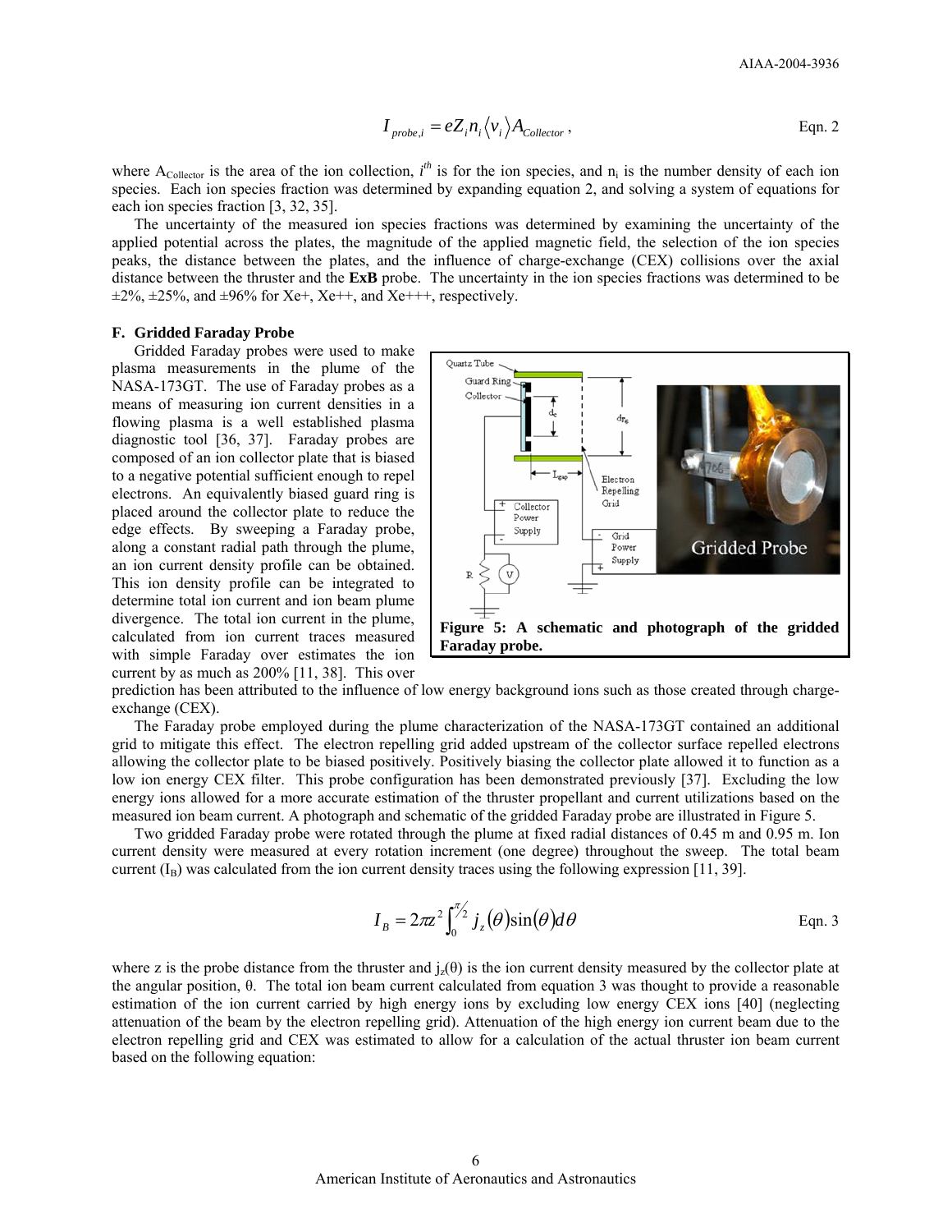$$I_{probe,i} = eZ_i n_i \langle v_i \rangle A_{Collector}\,, \qquad \text{Eqn. 2}$$

where $A_{Collector}$ is the area of the ion collection, $i^{th}$ is for the ion species, and $n_i$ is the number density of each ion species. Each ion species fraction was determined by expanding equation 2, and solving a system of equations for each ion species fraction [3, 32, 35].

The uncertainty of the measured ion species fractions was determined by examining the uncertainty of the applied potential across the plates, the magnitude of the applied magnetic field, the selection of the ion species peaks, the distance between the plates, and the influence of charge-exchange (CEX) collisions over the axial distance between the thruster and the **ExB** probe. The uncertainty in the ion species fractions was determined to be ±2%, ±25%, and ±96% for Xe+, Xe++, and Xe+++, respectively.

### F. Gridded Faraday Probe

Gridded Faraday probes were used to make plasma measurements in the plume of the NASA-173GT. The use of Faraday probes as a means of measuring ion current densities in a flowing plasma is a well established plasma diagnostic tool [36, 37]. Faraday probes are composed of an ion collector plate that is biased to a negative potential sufficient enough to repel electrons. An equivalently biased guard ring is placed around the collector plate to reduce the edge effects. By sweeping a Faraday probe, along a constant radial path through the plume, an ion current density profile can be obtained. This ion density profile can be integrated to determine total ion current and ion beam plume divergence. The total ion current in the plume, calculated from ion current traces measured with simple Faraday over estimates the ion current by as much as 200% [11, 38]. This over prediction has been attributed to the influence of low energy background ions such as those created through charge-exchange (CEX).

**Figure 5: A schematic and photograph of the gridded Faraday probe.**

The Faraday probe employed during the plume characterization of the NASA-173GT contained an additional grid to mitigate this effect. The electron repelling grid added upstream of the collector surface repelled electrons allowing the collector plate to be biased positively. Positively biasing the collector plate allowed it to function as a low ion energy CEX filter. This probe configuration has been demonstrated previously [37]. Excluding the low energy ions allowed for a more accurate estimation of the thruster propellant and current utilizations based on the measured ion beam current. A photograph and schematic of the gridded Faraday probe are illustrated in Figure 5.

Two gridded Faraday probe were rotated through the plume at fixed radial distances of 0.45 m and 0.95 m. Ion current density were measured at every rotation increment (one degree) throughout the sweep. The total beam current ($I_B$) was calculated from the ion current density traces using the following expression [11, 39].

$$I_B = 2\pi z^2 \int_0^{\pi/2} j_z(\theta)\sin(\theta)\,d\theta \qquad \text{Eqn. 3}$$

where z is the probe distance from the thruster and $j_z(\theta)$ is the ion current density measured by the collector plate at the angular position, θ. The total ion beam current calculated from equation 3 was thought to provide a reasonable estimation of the ion current carried by high energy ions by excluding low energy CEX ions [40] (neglecting attenuation of the beam by the electron repelling grid). Attenuation of the high energy ion current beam due to the electron repelling grid and CEX was estimated to allow for a calculation of the actual thruster ion beam current based on the following equation: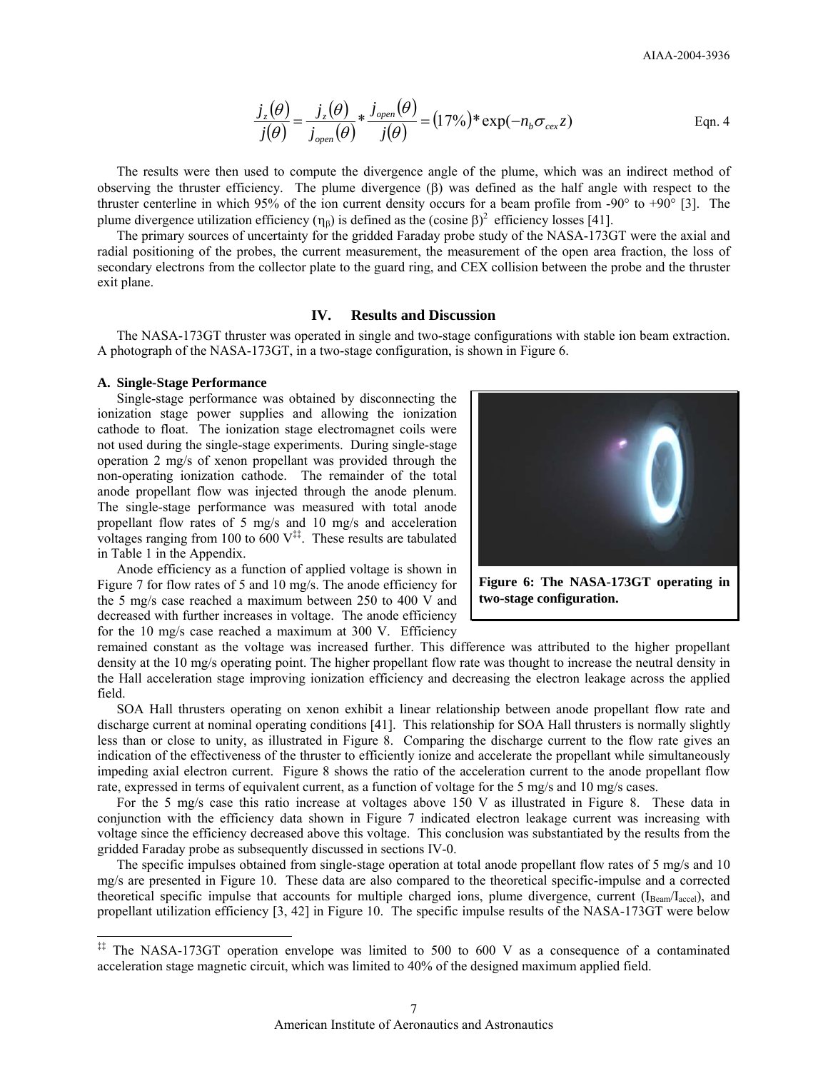$$\frac{j_z(\theta)}{j(\theta)} = \frac{j_z(\theta)}{j_{open}(\theta)} * \frac{j_{open}(\theta)}{j(\theta)} = (17\%) * \exp(-n_b \sigma_{cex} z) \qquad \text{Eqn. 4}$$

The results were then used to compute the divergence angle of the plume, which was an indirect method of observing the thruster efficiency. The plume divergence (β) was defined as the half angle with respect to the thruster centerline in which 95% of the ion current density occurs for a beam profile from -90° to +90° [3]. The plume divergence utilization efficiency ($\eta_\beta$) is defined as the (cosine β)$^2$ efficiency losses [41].

The primary sources of uncertainty for the gridded Faraday probe study of the NASA-173GT were the axial and radial positioning of the probes, the current measurement, the measurement of the open area fraction, the loss of secondary electrons from the collector plate to the guard ring, and CEX collision between the probe and the thruster exit plane.

## IV. Results and Discussion

The NASA-173GT thruster was operated in single and two-stage configurations with stable ion beam extraction. A photograph of the NASA-173GT, in a two-stage configuration, is shown in Figure 6.

### A. Single-Stage Performance

Single-stage performance was obtained by disconnecting the ionization stage power supplies and allowing the ionization cathode to float. The ionization stage electromagnet coils were not used during the single-stage experiments. During single-stage operation 2 mg/s of xenon propellant was provided through the non-operating ionization cathode. The remainder of the total anode propellant flow was injected through the anode plenum. The single-stage performance was measured with total anode propellant flow rates of 5 mg/s and 10 mg/s and acceleration voltages ranging from 100 to 600 V[‡‡]. These results are tabulated in Table 1 in the Appendix.

**Figure 6: The NASA-173GT operating in two-stage configuration.**

Anode efficiency as a function of applied voltage is shown in Figure 7 for flow rates of 5 and 10 mg/s. The anode efficiency for the 5 mg/s case reached a maximum between 250 to 400 V and decreased with further increases in voltage. The anode efficiency for the 10 mg/s case reached a maximum at 300 V. Efficiency remained constant as the voltage was increased further. This difference was attributed to the higher propellant density at the 10 mg/s operating point. The higher propellant flow rate was thought to increase the neutral density in the Hall acceleration stage improving ionization efficiency and decreasing the electron leakage across the applied field.

SOA Hall thrusters operating on xenon exhibit a linear relationship between anode propellant flow rate and discharge current at nominal operating conditions [41]. This relationship for SOA Hall thrusters is normally slightly less than or close to unity, as illustrated in Figure 8. Comparing the discharge current to the flow rate gives an indication of the effectiveness of the thruster to efficiently ionize and accelerate the propellant while simultaneously impeding axial electron current. Figure 8 shows the ratio of the acceleration current to the anode propellant flow rate, expressed in terms of equivalent current, as a function of voltage for the 5 mg/s and 10 mg/s cases.

For the 5 mg/s case this ratio increase at voltages above 150 V as illustrated in Figure 8. These data in conjunction with the efficiency data shown in Figure 7 indicated electron leakage current was increasing with voltage since the efficiency decreased above this voltage. This conclusion was substantiated by the results from the gridded Faraday probe as subsequently discussed in sections IV-0.

The specific impulses obtained from single-stage operation at total anode propellant flow rates of 5 mg/s and 10 mg/s are presented in Figure 10. These data are also compared to the theoretical specific-impulse and a corrected theoretical specific impulse that accounts for multiple charged ions, plume divergence, current ($I_{Beam}/I_{accel}$), and propellant utilization efficiency [3, 42] in Figure 10. The specific impulse results of the NASA-173GT were below

[‡‡] The NASA-173GT operation envelope was limited to 500 to 600 V as a consequence of a contaminated acceleration stage magnetic circuit, which was limited to 40% of the designed maximum applied field.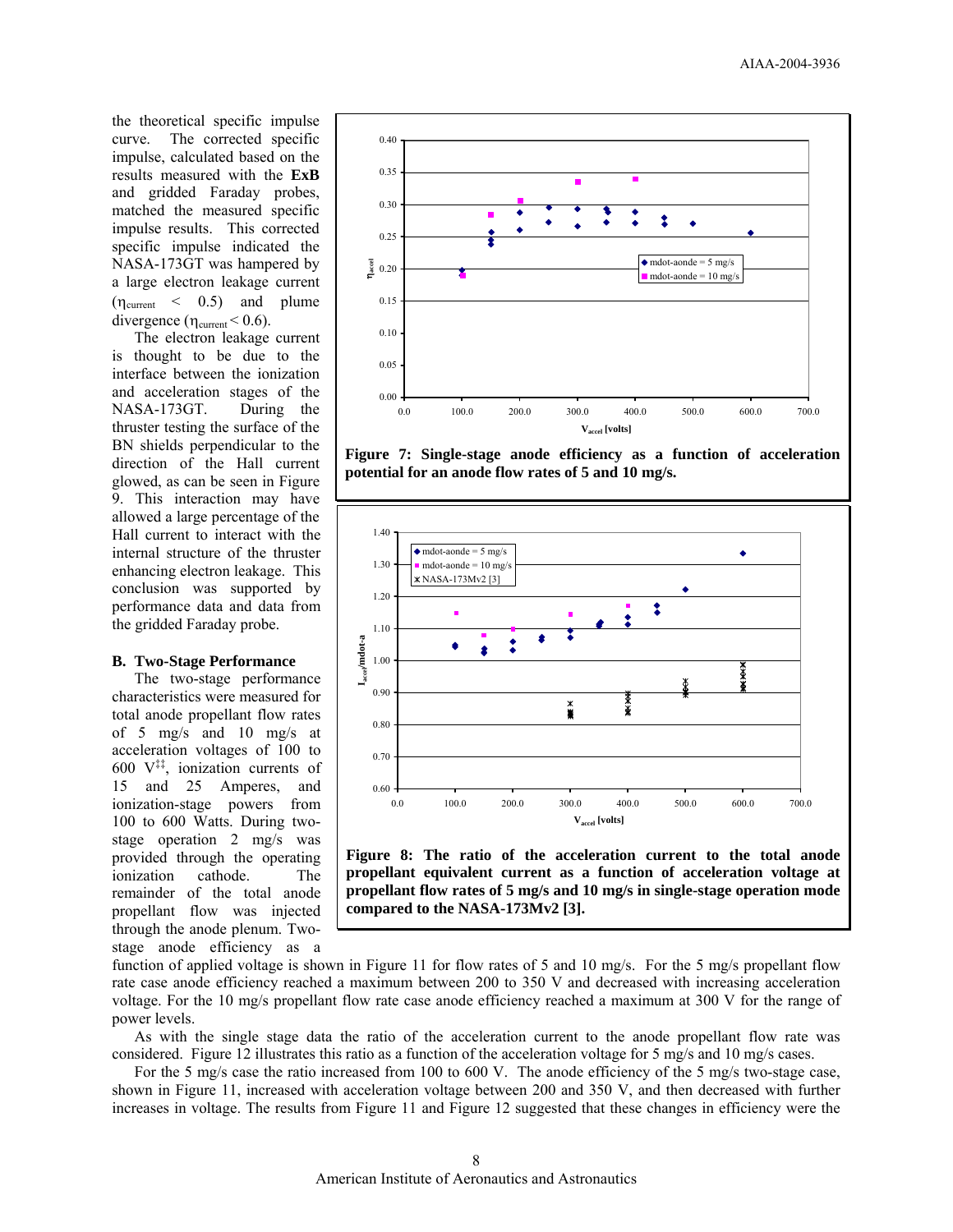the theoretical specific impulse curve. The corrected specific impulse, calculated based on the results measured with the **ExB** and gridded Faraday probes, matched the measured specific impulse results. This corrected specific impulse indicated the NASA-173GT was hampered by a large electron leakage current ($\eta_{current}$ < 0.5) and plume divergence ($\eta_{current}$ < 0.6).

The electron leakage current is thought to be due to the interface between the ionization and acceleration stages of the NASA-173GT. During the thruster testing the surface of the BN shields perpendicular to the direction of the Hall current glowed, as can be seen in Figure 9. This interaction may have allowed a large percentage of the Hall current to interact with the internal structure of the thruster enhancing electron leakage. This conclusion was supported by performance data and data from the gridded Faraday probe.

### B. Two-Stage Performance

The two-stage performance characteristics were measured for total anode propellant flow rates of 5 mg/s and 10 mg/s at acceleration voltages of 100 to 600 V[‡‡], ionization currents of 15 and 25 Amperes, and ionization-stage powers from 100 to 600 Watts. During two-stage operation 2 mg/s was provided through the operating ionization cathode. The remainder of the total anode propellant flow was injected through the anode plenum. Two-stage anode efficiency as a function of applied voltage is shown in Figure 11 for flow rates of 5 and 10 mg/s. For the 5 mg/s propellant flow rate case anode efficiency reached a maximum between 200 to 350 V and decreased with increasing acceleration voltage. For the 10 mg/s propellant flow rate case anode efficiency reached a maximum at 300 V for the range of power levels.

**Figure 7: Single-stage anode efficiency as a function of acceleration potential for an anode flow rates of 5 and 10 mg/s.**

**Figure 8: The ratio of the acceleration current to the total anode propellant equivalent current as a function of acceleration voltage at propellant flow rates of 5 mg/s and 10 mg/s in single-stage operation mode compared to the NASA-173Mv2 [3].**

As with the single stage data the ratio of the acceleration current to the anode propellant flow rate was considered. Figure 12 illustrates this ratio as a function of the acceleration voltage for 5 mg/s and 10 mg/s cases.

For the 5 mg/s case the ratio increased from 100 to 600 V. The anode efficiency of the 5 mg/s two-stage case, shown in Figure 11, increased with acceleration voltage between 200 and 350 V, and then decreased with further increases in voltage. The results from Figure 11 and Figure 12 suggested that these changes in efficiency were the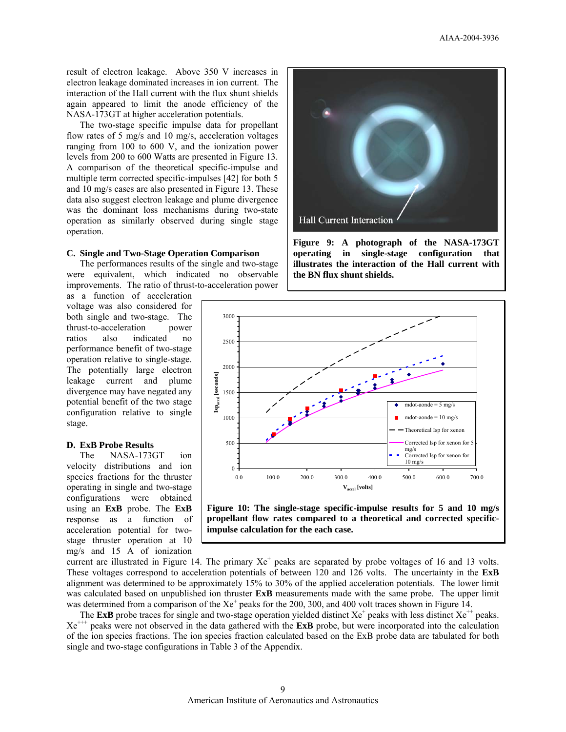result of electron leakage. Above 350 V increases in electron leakage dominated increases in ion current. The interaction of the Hall current with the flux shunt shields again appeared to limit the anode efficiency of the NASA-173GT at higher acceleration potentials.

The two-stage specific impulse data for propellant flow rates of 5 mg/s and 10 mg/s, acceleration voltages ranging from 100 to 600 V, and the ionization power levels from 200 to 600 Watts are presented in Figure 13. A comparison of the theoretical specific-impulse and multiple term corrected specific-impulses [42] for both 5 and 10 mg/s cases are also presented in Figure 13. These data also suggest electron leakage and plume divergence was the dominant loss mechanisms during two-state operation as similarly observed during single stage operation.

### C. Single and Two-Stage Operation Comparison

The performances results of the single and two-stage were equivalent, which indicated no observable improvements. The ratio of thrust-to-acceleration power as a function of acceleration voltage was also considered for both single and two-stage. The thrust-to-acceleration power ratios also indicated no performance benefit of two-stage operation relative to single-stage. The potentially large electron leakage current and plume divergence may have negated any potential benefit of the two stage configuration relative to single stage.

### D. ExB Probe Results

The NASA-173GT ion velocity distributions and ion species fractions for the thruster operating in single and two-stage configurations were obtained using an **ExB** probe. The **ExB** response as a function of acceleration potential for two-stage thruster operation at 10 mg/s and 15 A of ionization current are illustrated in Figure 14. The primary $Xe^{+}$ peaks are separated by probe voltages of 16 and 13 volts. These voltages correspond to acceleration potentials of between 120 and 126 volts. The uncertainty in the **ExB** alignment was determined to be approximately 15% to 30% of the applied acceleration potentials. The lower limit was calculated based on unpublished ion thruster **ExB** measurements made with the same probe. The upper limit was determined from a comparison of the $Xe^{+}$ peaks for the 200, 300, and 400 volt traces shown in Figure 14.

The **ExB** probe traces for single and two-stage operation yielded distinct $Xe^{+}$ peaks with less distinct $Xe^{++}$ peaks. $Xe^{+++}$ peaks were not observed in the data gathered with the **ExB** probe, but were incorporated into the calculation of the ion species fractions. The ion species fraction calculated based on the ExB probe data are tabulated for both single and two-stage configurations in Table 3 of the Appendix.

**Figure 9: A photograph of the NASA-173GT operating in single-stage configuration that illustrates the interaction of the Hall current with the BN flux shunt shields.**

**Figure 10: The single-stage specific-impulse results for 5 and 10 mg/s propellant flow rates compared to a theoretical and corrected specific-impulse calculation for the each case.**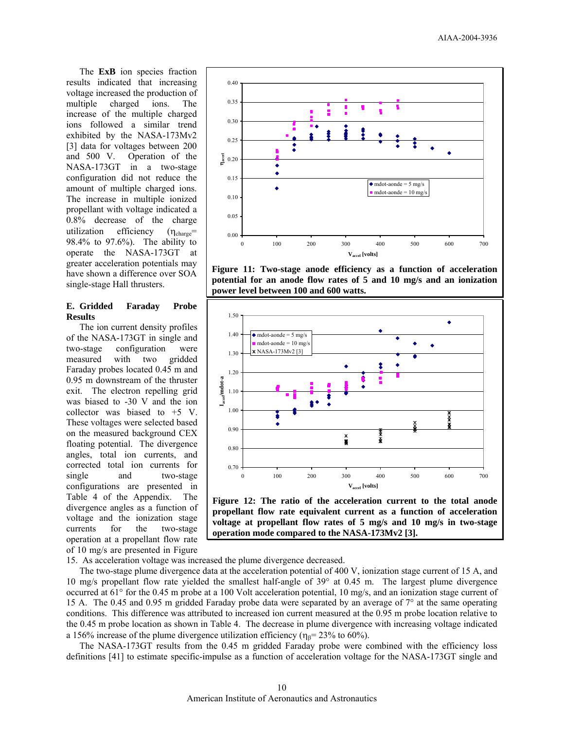The **ExB** ion species fraction results indicated that increasing voltage increased the production of multiple charged ions. The increase of the multiple charged ions followed a similar trend exhibited by the NASA-173Mv2 [3] data for voltages between 200 and 500 V. Operation of the NASA-173GT in a two-stage configuration did not reduce the amount of multiple charged ions. The increase in multiple ionized propellant with voltage indicated a 0.8% decrease of the charge utilization efficiency ($\eta_{charge}$= 98.4% to 97.6%). The ability to operate the NASA-173GT at greater acceleration potentials may have shown a difference over SOA single-stage Hall thrusters.

**Figure 11: Two-stage anode efficiency as a function of acceleration potential for an anode flow rates of 5 and 10 mg/s and an ionization power level between 100 and 600 watts.**

### E. Gridded Faraday Probe Results

The ion current density profiles of the NASA-173GT in single and two-stage configuration were measured with two gridded Faraday probes located 0.45 m and 0.95 m downstream of the thruster exit. The electron repelling grid was biased to -30 V and the ion collector was biased to +5 V. These voltages were selected based on the measured background CEX floating potential. The divergence angles, total ion currents, and corrected total ion currents for single and two-stage configurations are presented in Table 4 of the Appendix. The divergence angles as a function of voltage and the ionization stage currents for the two-stage operation at a propellant flow rate of 10 mg/s are presented in Figure 15. As acceleration voltage was increased the plume divergence decreased.

**Figure 12: The ratio of the acceleration current to the total anode propellant flow rate equivalent current as a function of acceleration voltage at propellant flow rates of 5 mg/s and 10 mg/s in two-stage operation mode compared to the NASA-173Mv2 [3].**

The two-stage plume divergence data at the acceleration potential of 400 V, ionization stage current of 15 A, and 10 mg/s propellant flow rate yielded the smallest half-angle of 39° at 0.45 m. The largest plume divergence occurred at 61° for the 0.45 m probe at a 100 Volt acceleration potential, 10 mg/s, and an ionization stage current of 15 A. The 0.45 and 0.95 m gridded Faraday probe data were separated by an average of 7° at the same operating conditions. This difference was attributed to increased ion current measured at the 0.95 m probe location relative to the 0.45 m probe location as shown in Table 4. The decrease in plume divergence with increasing voltage indicated a 156% increase of the plume divergence utilization efficiency ($\eta_{\beta}$= 23% to 60%).

The NASA-173GT results from the 0.45 m gridded Faraday probe were combined with the efficiency loss definitions [41] to estimate specific-impulse as a function of acceleration voltage for the NASA-173GT single and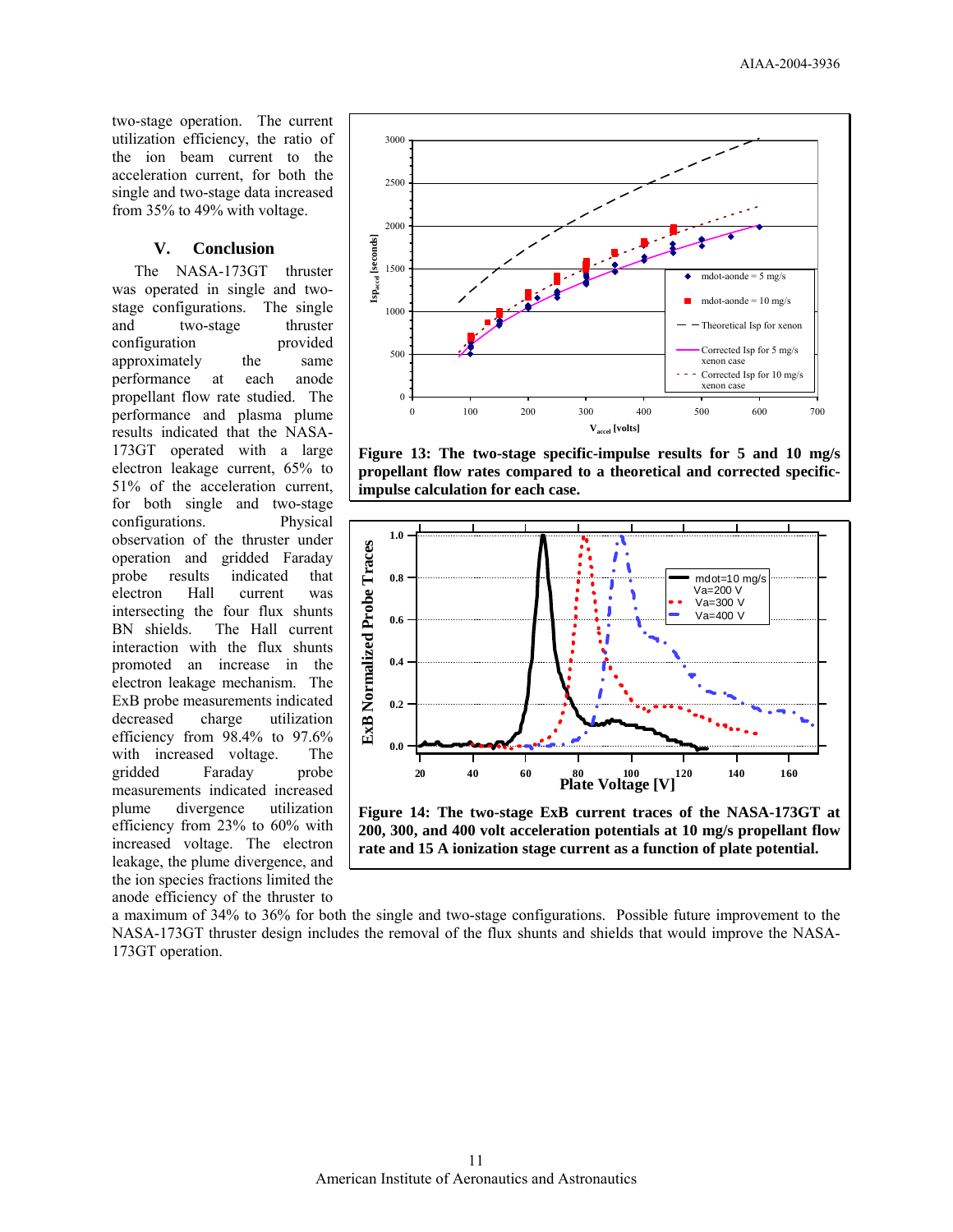two-stage operation. The current utilization efficiency, the ratio of the ion beam current to the acceleration current, for both the single and two-stage data increased from 35% to 49% with voltage.

## V. Conclusion

The NASA-173GT thruster was operated in single and two-stage configurations. The single and two-stage thruster configuration provided approximately the same performance at each anode propellant flow rate studied. The performance and plasma plume results indicated that the NASA-173GT operated with a large electron leakage current, 65% to 51% of the acceleration current, for both single and two-stage configurations. Physical observation of the thruster under operation and gridded Faraday probe results indicated that electron Hall current was intersecting the four flux shunts BN shields. The Hall current interaction with the flux shunts promoted an increase in the electron leakage mechanism. The ExB probe measurements indicated decreased charge utilization efficiency from 98.4% to 97.6% with increased voltage. The gridded Faraday probe measurements indicated increased plume divergence utilization efficiency from 23% to 60% with increased voltage. The electron leakage, the plume divergence, and the ion species fractions limited the anode efficiency of the thruster to a maximum of 34% to 36% for both the single and two-stage configurations. Possible future improvement to the NASA-173GT thruster design includes the removal of the flux shunts and shields that would improve the NASA-173GT operation.

**Figure 13: The two-stage specific-impulse results for 5 and 10 mg/s propellant flow rates compared to a theoretical and corrected specific-impulse calculation for each case.**

**Figure 14: The two-stage ExB current traces of the NASA-173GT at 200, 300, and 400 volt acceleration potentials at 10 mg/s propellant flow rate and 15 A ionization stage current as a function of plate potential.**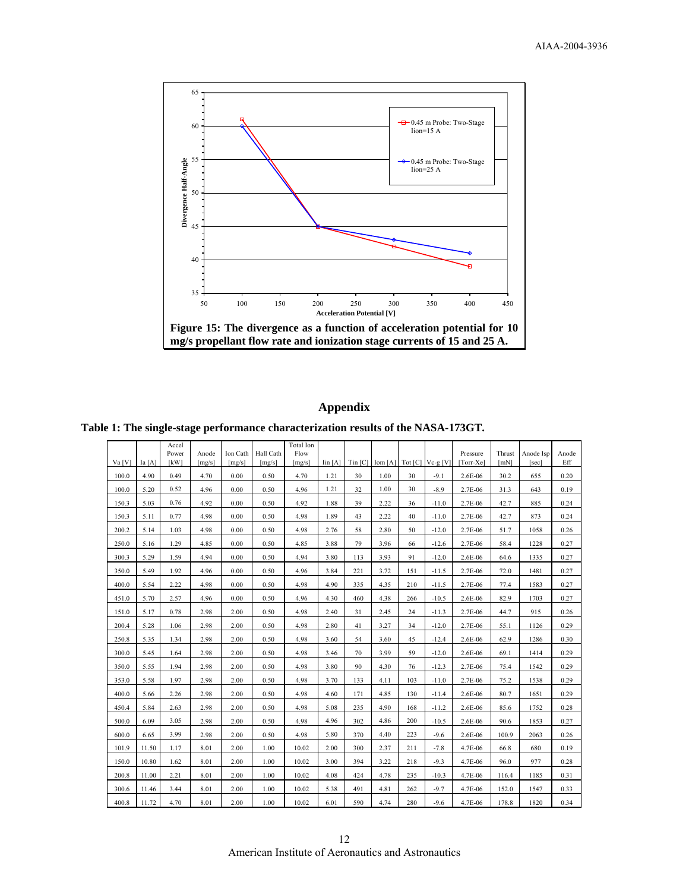Figure 15: The divergence as a function of acceleration potential for 10 mg/s propellant flow rate and ionization stage currents of 15 and 25 A.

## Appendix

**Table 1: The single-stage performance characterization results of the NASA-173GT.**

| Va [V] | Ia [A] | Accel Power [kW] | Anode [mg/s] | Ion Cath [mg/s] | Hall Cath [mg/s] | Total Ion Flow [mg/s] | Iin [A] | Tin [C] | Iom [A] | Tot [C] | Vc-g [V] | Pressure [Torr-Xe] | Thrust [mN] | Anode Isp [sec] | Anode Eff |
|---|---|---|---|---|---|---|---|---|---|---|---|---|---|---|---|
| 100.0 | 4.90 | 0.49 | 4.70 | 0.00 | 0.50 | 4.70 | 1.21 | 30 | 1.00 | 30 | -9.1 | 2.6E-06 | 30.2 | 655 | 0.20 |
| 100.0 | 5.20 | 0.52 | 4.96 | 0.00 | 0.50 | 4.96 | 1.21 | 32 | 1.00 | 30 | -8.9 | 2.7E-06 | 31.3 | 643 | 0.19 |
| 150.3 | 5.03 | 0.76 | 4.92 | 0.00 | 0.50 | 4.92 | 1.88 | 39 | 2.22 | 36 | -11.0 | 2.7E-06 | 42.7 | 885 | 0.24 |
| 150.3 | 5.11 | 0.77 | 4.98 | 0.00 | 0.50 | 4.98 | 1.89 | 43 | 2.22 | 40 | -11.0 | 2.7E-06 | 42.7 | 873 | 0.24 |
| 200.2 | 5.14 | 1.03 | 4.98 | 0.00 | 0.50 | 4.98 | 2.76 | 58 | 2.80 | 50 | -12.0 | 2.7E-06 | 51.7 | 1058 | 0.26 |
| 250.0 | 5.16 | 1.29 | 4.85 | 0.00 | 0.50 | 4.85 | 3.88 | 79 | 3.96 | 66 | -12.6 | 2.7E-06 | 58.4 | 1228 | 0.27 |
| 300.3 | 5.29 | 1.59 | 4.94 | 0.00 | 0.50 | 4.94 | 3.80 | 113 | 3.93 | 91 | -12.0 | 2.6E-06 | 64.6 | 1335 | 0.27 |
| 350.0 | 5.49 | 1.92 | 4.96 | 0.00 | 0.50 | 4.96 | 3.84 | 221 | 3.72 | 151 | -11.5 | 2.7E-06 | 72.0 | 1481 | 0.27 |
| 400.0 | 5.54 | 2.22 | 4.98 | 0.00 | 0.50 | 4.98 | 4.90 | 335 | 4.35 | 210 | -11.5 | 2.7E-06 | 77.4 | 1583 | 0.27 |
| 451.0 | 5.70 | 2.57 | 4.96 | 0.00 | 0.50 | 4.96 | 4.30 | 460 | 4.38 | 266 | -10.5 | 2.6E-06 | 82.9 | 1703 | 0.27 |
| 151.0 | 5.17 | 0.78 | 2.98 | 2.00 | 0.50 | 4.98 | 2.40 | 31 | 2.45 | 24 | -11.3 | 2.7E-06 | 44.7 | 915 | 0.26 |
| 200.4 | 5.28 | 1.06 | 2.98 | 2.00 | 0.50 | 4.98 | 2.80 | 41 | 3.27 | 34 | -12.0 | 2.7E-06 | 55.1 | 1126 | 0.29 |
| 250.8 | 5.35 | 1.34 | 2.98 | 2.00 | 0.50 | 4.98 | 3.60 | 54 | 3.60 | 45 | -12.4 | 2.6E-06 | 62.9 | 1286 | 0.30 |
| 300.0 | 5.45 | 1.64 | 2.98 | 2.00 | 0.50 | 4.98 | 3.46 | 70 | 3.99 | 59 | -12.0 | 2.6E-06 | 69.1 | 1414 | 0.29 |
| 350.0 | 5.55 | 1.94 | 2.98 | 2.00 | 0.50 | 4.98 | 3.80 | 90 | 4.30 | 76 | -12.3 | 2.7E-06 | 75.4 | 1542 | 0.29 |
| 353.0 | 5.58 | 1.97 | 2.98 | 2.00 | 0.50 | 4.98 | 3.70 | 133 | 4.11 | 103 | -11.0 | 2.7E-06 | 75.2 | 1538 | 0.29 |
| 400.0 | 5.66 | 2.26 | 2.98 | 2.00 | 0.50 | 4.98 | 4.60 | 171 | 4.85 | 130 | -11.4 | 2.6E-06 | 80.7 | 1651 | 0.29 |
| 450.4 | 5.84 | 2.63 | 2.98 | 2.00 | 0.50 | 4.98 | 5.08 | 235 | 4.90 | 168 | -11.2 | 2.6E-06 | 85.6 | 1752 | 0.28 |
| 500.0 | 6.09 | 3.05 | 2.98 | 2.00 | 0.50 | 4.98 | 4.96 | 302 | 4.86 | 200 | -10.5 | 2.6E-06 | 90.6 | 1853 | 0.27 |
| 600.0 | 6.65 | 3.99 | 2.98 | 2.00 | 0.50 | 4.98 | 5.80 | 370 | 4.40 | 223 | -9.6 | 2.6E-06 | 100.9 | 2063 | 0.26 |
| 101.9 | 11.50 | 1.17 | 8.01 | 2.00 | 1.00 | 10.02 | 2.00 | 300 | 2.37 | 211 | -7.8 | 4.7E-06 | 66.8 | 680 | 0.19 |
| 150.0 | 10.80 | 1.62 | 8.01 | 2.00 | 1.00 | 10.02 | 3.00 | 394 | 3.22 | 218 | -9.3 | 4.7E-06 | 96.0 | 977 | 0.28 |
| 200.8 | 11.00 | 2.21 | 8.01 | 2.00 | 1.00 | 10.02 | 4.08 | 424 | 4.78 | 235 | -10.3 | 4.7E-06 | 116.4 | 1185 | 0.31 |
| 300.6 | 11.46 | 3.44 | 8.01 | 2.00 | 1.00 | 10.02 | 5.38 | 491 | 4.81 | 262 | -9.7 | 4.7E-06 | 152.0 | 1547 | 0.33 |
| 400.8 | 11.72 | 4.70 | 8.01 | 2.00 | 1.00 | 10.02 | 6.01 | 590 | 4.74 | 280 | -9.6 | 4.7E-06 | 178.8 | 1820 | 0.34 |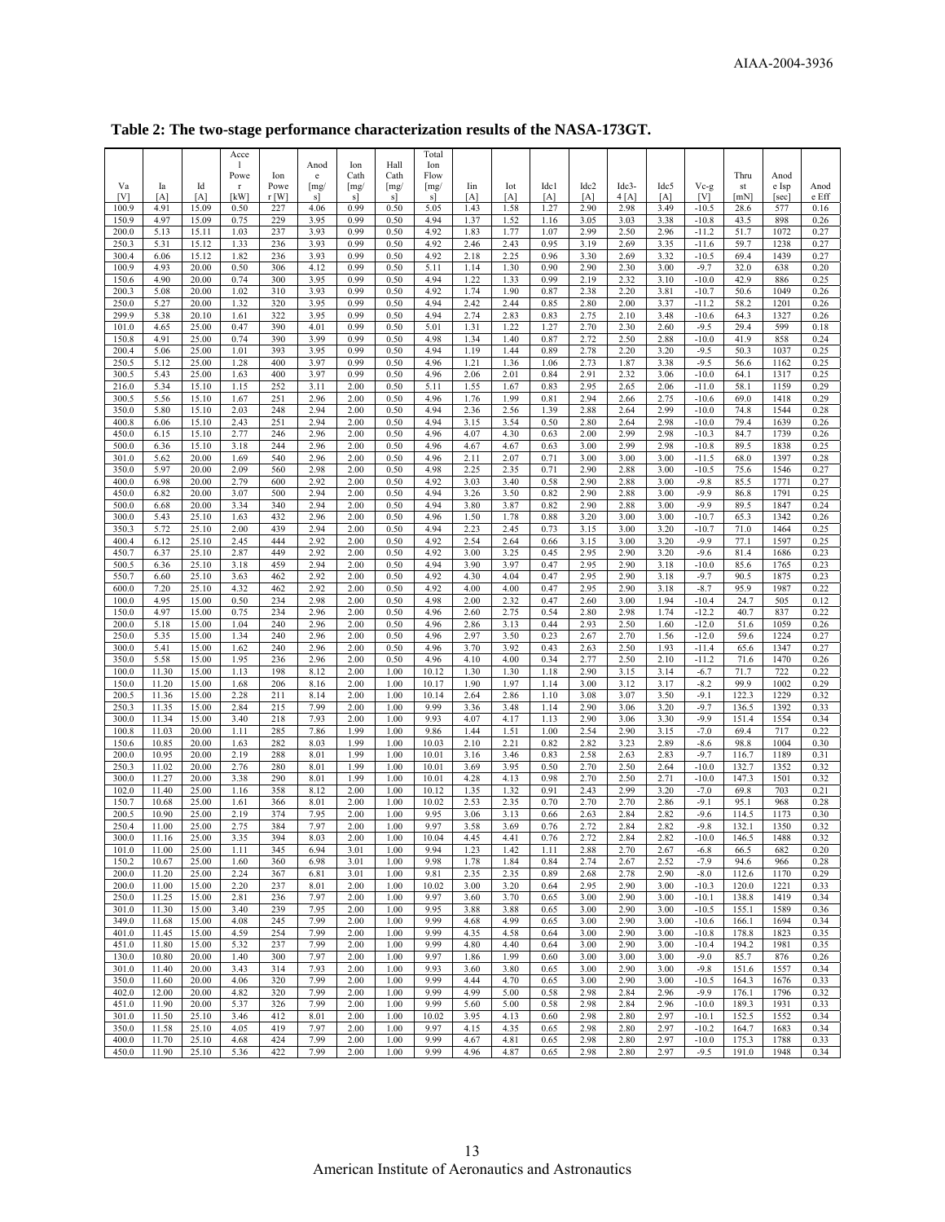**Table 2: The two-stage performance characterization results of the NASA-173GT.**

| Va [V] | Ia [A] | Id [A] | Accel Power [kW] | Ion Power [W] | Anode [mg/s] | Ion Cath [mg/s] | Hall Cath [mg/s] | Total Ion Flow [mg/s] | Iin [A] | Iot [A] | Idc1 [A] | Idc2 [A] | Idc3-4 [A] | Idc5 [A] | Vc-g [V] | Thrust [mN] | Anode Isp [sec] | Anode Eff |
|---|---|---|---|---|---|---|---|---|---|---|---|---|---|---|---|---|---|---|
| 100.9 | 4.91 | 15.09 | 0.50 | 227 | 4.06 | 0.99 | 0.50 | 5.05 | 1.43 | 1.58 | 1.27 | 2.90 | 2.98 | 3.49 | -10.5 | 28.6 | 577 | 0.16 |
| 150.9 | 4.97 | 15.09 | 0.75 | 229 | 3.95 | 0.99 | 0.50 | 4.94 | 1.37 | 1.52 | 1.16 | 3.05 | 3.03 | 3.38 | -10.8 | 43.5 | 898 | 0.26 |
| 200.0 | 5.13 | 15.11 | 1.03 | 237 | 3.93 | 0.99 | 0.50 | 4.92 | 1.83 | 1.77 | 1.07 | 2.99 | 2.50 | 2.96 | -11.2 | 51.7 | 1072 | 0.27 |
| 250.3 | 5.31 | 15.12 | 1.33 | 236 | 3.93 | 0.99 | 0.50 | 4.92 | 2.46 | 2.43 | 0.95 | 3.19 | 2.69 | 3.35 | -11.6 | 59.7 | 1238 | 0.27 |
| 300.4 | 6.06 | 15.12 | 1.82 | 236 | 3.93 | 0.99 | 0.50 | 4.92 | 2.18 | 2.25 | 0.96 | 3.30 | 2.69 | 3.32 | -10.5 | 69.4 | 1439 | 0.27 |
| 100.9 | 4.93 | 20.00 | 0.50 | 306 | 4.12 | 0.99 | 0.50 | 5.11 | 1.14 | 1.30 | 0.90 | 2.90 | 2.30 | 3.00 | -9.7 | 32.0 | 638 | 0.20 |
| 150.6 | 4.90 | 20.00 | 0.74 | 300 | 3.95 | 0.99 | 0.50 | 4.94 | 1.22 | 1.33 | 0.99 | 2.19 | 2.32 | 3.10 | -10.0 | 42.9 | 886 | 0.25 |
| 200.3 | 5.08 | 20.00 | 1.02 | 310 | 3.93 | 0.99 | 0.50 | 4.92 | 1.74 | 1.90 | 0.87 | 2.38 | 2.20 | 3.81 | -10.7 | 50.6 | 1049 | 0.26 |
| 250.0 | 5.27 | 20.00 | 1.32 | 320 | 3.95 | 0.99 | 0.50 | 4.94 | 2.42 | 2.44 | 0.85 | 2.80 | 2.00 | 3.37 | -11.2 | 58.2 | 1201 | 0.26 |
| 299.9 | 5.38 | 20.10 | 1.61 | 322 | 3.95 | 0.99 | 0.50 | 4.94 | 2.74 | 2.83 | 0.83 | 2.75 | 2.10 | 3.48 | -10.6 | 64.3 | 1327 | 0.26 |
| 101.0 | 4.65 | 25.00 | 0.47 | 390 | 4.01 | 0.99 | 0.50 | 5.01 | 1.31 | 1.22 | 1.27 | 2.70 | 2.30 | 2.60 | -9.5 | 29.4 | 599 | 0.18 |
| 150.8 | 4.91 | 25.00 | 0.74 | 390 | 3.99 | 0.99 | 0.50 | 4.98 | 1.34 | 1.40 | 0.87 | 2.72 | 2.50 | 2.88 | -10.0 | 41.9 | 858 | 0.24 |
| 200.4 | 5.06 | 25.00 | 1.01 | 393 | 3.95 | 0.99 | 0.50 | 4.94 | 1.19 | 1.44 | 0.89 | 2.78 | 2.20 | 3.20 | -9.5 | 50.3 | 1037 | 0.25 |
| 250.5 | 5.12 | 25.00 | 1.28 | 400 | 3.97 | 0.99 | 0.50 | 4.96 | 1.21 | 1.36 | 1.06 | 2.73 | 1.87 | 3.38 | -9.5 | 56.6 | 1162 | 0.25 |
| 300.5 | 5.43 | 25.00 | 1.63 | 400 | 3.97 | 0.99 | 0.50 | 4.96 | 2.06 | 2.01 | 0.84 | 2.91 | 2.32 | 3.06 | -10.0 | 64.1 | 1317 | 0.25 |
| 216.0 | 5.34 | 15.10 | 1.15 | 252 | 3.11 | 2.00 | 0.50 | 5.11 | 1.55 | 1.67 | 0.83 | 2.95 | 2.65 | 2.06 | -11.0 | 58.1 | 1159 | 0.29 |
| 300.5 | 5.56 | 15.10 | 1.67 | 251 | 2.96 | 2.00 | 0.50 | 4.96 | 1.76 | 1.99 | 0.81 | 2.94 | 2.66 | 2.75 | -10.6 | 69.0 | 1418 | 0.29 |
| 350.0 | 5.80 | 15.10 | 2.03 | 248 | 2.94 | 2.00 | 0.50 | 4.94 | 2.36 | 2.56 | 1.39 | 2.88 | 2.64 | 2.99 | -10.0 | 74.8 | 1544 | 0.28 |
| 400.8 | 6.06 | 15.10 | 2.43 | 251 | 2.94 | 2.00 | 0.50 | 4.94 | 3.15 | 3.54 | 0.50 | 2.80 | 2.64 | 2.98 | -10.0 | 79.4 | 1639 | 0.26 |
| 450.0 | 6.15 | 15.10 | 2.77 | 246 | 2.96 | 2.00 | 0.50 | 4.96 | 4.07 | 4.30 | 0.63 | 2.00 | 2.99 | 2.98 | -10.3 | 84.7 | 1739 | 0.26 |
| 500.0 | 6.36 | 15.10 | 3.18 | 244 | 2.96 | 2.00 | 0.50 | 4.96 | 4.67 | 4.67 | 0.63 | 3.00 | 2.99 | 2.98 | -10.8 | 89.5 | 1838 | 0.25 |
| 301.0 | 5.62 | 20.00 | 1.69 | 540 | 2.96 | 2.00 | 0.50 | 4.96 | 2.11 | 2.07 | 0.71 | 3.00 | 3.00 | 3.00 | -11.5 | 68.0 | 1397 | 0.28 |
| 350.0 | 5.97 | 20.00 | 2.09 | 560 | 2.98 | 2.00 | 0.50 | 4.98 | 2.25 | 2.35 | 0.71 | 2.90 | 2.88 | 3.00 | -10.5 | 75.6 | 1546 | 0.27 |
| 400.0 | 6.98 | 20.00 | 2.79 | 600 | 2.92 | 2.00 | 0.50 | 4.92 | 3.03 | 3.40 | 0.58 | 2.90 | 2.88 | 3.00 | -9.8 | 85.5 | 1771 | 0.27 |
| 450.0 | 6.82 | 20.00 | 3.07 | 500 | 2.94 | 2.00 | 0.50 | 4.94 | 3.26 | 3.50 | 0.82 | 2.90 | 2.88 | 3.00 | -9.9 | 86.8 | 1791 | 0.25 |
| 500.0 | 6.68 | 20.00 | 3.34 | 340 | 2.94 | 2.00 | 0.50 | 4.94 | 3.80 | 3.87 | 0.82 | 2.90 | 2.88 | 3.00 | -9.9 | 89.5 | 1847 | 0.24 |
| 300.0 | 5.43 | 25.10 | 1.63 | 432 | 2.96 | 2.00 | 0.50 | 4.96 | 1.50 | 1.78 | 0.88 | 3.20 | 3.00 | 3.00 | -10.7 | 65.3 | 1342 | 0.26 |
| 350.3 | 5.72 | 25.10 | 2.00 | 439 | 2.94 | 2.00 | 0.50 | 4.94 | 2.23 | 2.45 | 0.73 | 3.15 | 3.00 | 3.20 | -10.7 | 71.0 | 1464 | 0.25 |
| 400.4 | 6.12 | 25.10 | 2.45 | 444 | 2.92 | 2.00 | 0.50 | 4.92 | 2.54 | 2.64 | 0.66 | 3.15 | 3.00 | 3.20 | -9.9 | 77.1 | 1597 | 0.25 |
| 450.7 | 6.37 | 25.10 | 2.87 | 449 | 2.92 | 2.00 | 0.50 | 4.92 | 3.00 | 3.25 | 0.45 | 2.95 | 2.90 | 3.20 | -9.6 | 81.4 | 1686 | 0.23 |
| 500.5 | 6.36 | 25.10 | 3.18 | 459 | 2.94 | 2.00 | 0.50 | 4.94 | 3.90 | 3.97 | 0.47 | 2.95 | 2.90 | 3.18 | -10.0 | 85.6 | 1765 | 0.23 |
| 550.7 | 6.60 | 25.10 | 3.63 | 462 | 2.92 | 2.00 | 0.50 | 4.92 | 4.30 | 4.04 | 0.47 | 2.95 | 2.90 | 3.18 | -9.7 | 90.5 | 1875 | 0.23 |
| 600.0 | 7.20 | 25.10 | 4.32 | 462 | 2.92 | 2.00 | 0.50 | 4.92 | 4.00 | 4.00 | 0.47 | 2.95 | 2.90 | 3.18 | -8.7 | 95.9 | 1987 | 0.22 |
| 100.0 | 4.95 | 15.00 | 0.50 | 234 | 2.98 | 2.00 | 0.50 | 4.98 | 2.00 | 2.32 | 0.47 | 2.60 | 3.00 | 1.94 | -10.4 | 24.7 | 505 | 0.12 |
| 150.0 | 4.97 | 15.00 | 0.75 | 234 | 2.96 | 2.00 | 0.50 | 4.96 | 2.60 | 2.75 | 0.54 | 2.80 | 2.98 | 1.74 | -12.2 | 40.7 | 837 | 0.22 |
| 200.0 | 5.18 | 15.00 | 1.04 | 240 | 2.96 | 2.00 | 0.50 | 4.96 | 2.86 | 3.13 | 0.44 | 2.93 | 2.50 | 1.60 | -12.0 | 51.6 | 1059 | 0.26 |
| 250.0 | 5.35 | 15.00 | 1.34 | 240 | 2.96 | 2.00 | 0.50 | 4.96 | 2.97 | 3.50 | 0.23 | 2.67 | 2.70 | 1.56 | -12.0 | 59.6 | 1224 | 0.27 |
| 300.0 | 5.41 | 15.00 | 1.62 | 240 | 2.96 | 2.00 | 0.50 | 4.96 | 3.70 | 3.92 | 0.43 | 2.63 | 2.50 | 1.93 | -11.4 | 65.6 | 1347 | 0.27 |
| 350.0 | 5.58 | 15.00 | 1.95 | 236 | 2.96 | 2.00 | 0.50 | 4.96 | 4.10 | 4.00 | 0.34 | 2.77 | 2.50 | 2.10 | -11.2 | 71.6 | 1470 | 0.26 |
| 100.0 | 11.30 | 15.00 | 1.13 | 198 | 8.12 | 2.00 | 1.00 | 10.12 | 1.30 | 1.30 | 1.18 | 2.90 | 3.15 | 3.14 | -6.7 | 71.7 | 722 | 0.22 |
| 150.0 | 11.20 | 15.00 | 1.68 | 206 | 8.16 | 2.00 | 1.00 | 10.17 | 1.90 | 1.97 | 1.14 | 3.00 | 3.12 | 3.17 | -8.2 | 99.9 | 1002 | 0.29 |
| 200.5 | 11.36 | 15.00 | 2.28 | 211 | 8.14 | 2.00 | 1.00 | 10.14 | 2.64 | 2.86 | 1.10 | 3.08 | 3.07 | 3.50 | -9.1 | 122.3 | 1229 | 0.32 |
| 250.3 | 11.35 | 15.00 | 2.84 | 215 | 7.99 | 2.00 | 1.00 | 9.99 | 3.36 | 3.48 | 1.14 | 2.90 | 3.06 | 3.20 | -9.7 | 136.5 | 1392 | 0.33 |
| 300.0 | 11.34 | 15.00 | 3.40 | 218 | 7.93 | 2.00 | 1.00 | 9.93 | 4.07 | 4.17 | 1.13 | 2.90 | 3.06 | 3.30 | -9.9 | 151.4 | 1554 | 0.34 |
| 100.8 | 11.03 | 20.00 | 1.11 | 285 | 7.86 | 1.99 | 1.00 | 9.86 | 1.44 | 1.51 | 1.00 | 2.54 | 2.90 | 3.15 | -7.0 | 69.4 | 717 | 0.22 |
| 150.6 | 10.85 | 20.00 | 1.63 | 282 | 8.03 | 1.99 | 1.00 | 10.03 | 2.10 | 2.21 | 0.82 | 2.82 | 3.23 | 2.89 | -8.6 | 98.8 | 1004 | 0.30 |
| 200.0 | 10.95 | 20.00 | 2.19 | 288 | 8.01 | 1.99 | 1.00 | 10.01 | 3.16 | 3.46 | 0.83 | 2.58 | 2.63 | 2.83 | -9.7 | 116.7 | 1189 | 0.31 |
| 250.3 | 11.02 | 20.00 | 2.76 | 280 | 8.01 | 1.99 | 1.00 | 10.01 | 3.69 | 3.95 | 0.50 | 2.70 | 2.50 | 2.64 | -10.0 | 132.7 | 1352 | 0.32 |
| 300.0 | 11.27 | 20.00 | 3.38 | 290 | 8.01 | 1.99 | 1.00 | 10.01 | 4.28 | 4.13 | 0.98 | 2.70 | 2.50 | 2.71 | -10.0 | 147.3 | 1501 | 0.32 |
| 102.0 | 11.40 | 25.00 | 1.16 | 358 | 8.12 | 2.00 | 1.00 | 10.12 | 1.35 | 1.32 | 0.91 | 2.43 | 2.99 | 3.20 | -7.0 | 69.8 | 703 | 0.21 |
| 150.7 | 10.68 | 25.00 | 1.61 | 366 | 8.01 | 2.00 | 1.00 | 10.02 | 2.53 | 2.35 | 0.70 | 2.70 | 2.70 | 2.86 | -9.1 | 95.1 | 968 | 0.28 |
| 200.5 | 10.90 | 25.00 | 2.19 | 374 | 7.95 | 2.00 | 1.00 | 9.95 | 3.06 | 3.13 | 0.66 | 2.63 | 2.84 | 2.82 | -9.6 | 114.5 | 1173 | 0.30 |
| 250.4 | 11.00 | 25.00 | 2.75 | 384 | 7.97 | 2.00 | 1.00 | 9.97 | 3.58 | 3.69 | 0.76 | 2.72 | 2.84 | 2.82 | -9.8 | 132.1 | 1350 | 0.32 |
| 300.0 | 11.16 | 25.00 | 3.35 | 394 | 8.03 | 2.00 | 1.00 | 10.04 | 4.45 | 4.41 | 0.76 | 2.72 | 2.84 | 2.82 | -10.0 | 146.5 | 1488 | 0.32 |
| 101.0 | 11.00 | 25.00 | 1.11 | 345 | 6.94 | 3.01 | 1.00 | 9.94 | 1.23 | 1.42 | 1.11 | 2.88 | 2.70 | 2.67 | -6.8 | 66.5 | 682 | 0.20 |
| 150.2 | 10.67 | 25.00 | 1.60 | 360 | 6.98 | 3.01 | 1.00 | 9.98 | 1.78 | 1.84 | 0.84 | 2.74 | 2.67 | 2.52 | -7.9 | 94.6 | 966 | 0.28 |
| 200.0 | 11.20 | 25.00 | 2.24 | 367 | 6.81 | 3.01 | 1.00 | 9.81 | 2.35 | 2.35 | 0.89 | 2.68 | 2.78 | 2.90 | -8.0 | 112.6 | 1170 | 0.29 |
| 200.0 | 11.00 | 15.00 | 2.20 | 237 | 8.01 | 2.00 | 1.00 | 10.02 | 3.00 | 3.20 | 0.64 | 2.95 | 2.90 | 3.00 | -10.3 | 120.0 | 1221 | 0.33 |
| 250.0 | 11.25 | 15.00 | 2.81 | 236 | 7.97 | 2.00 | 1.00 | 9.97 | 3.60 | 3.70 | 0.65 | 3.00 | 2.90 | 3.00 | -10.1 | 138.8 | 1419 | 0.34 |
| 301.0 | 11.30 | 15.00 | 3.40 | 239 | 7.95 | 2.00 | 1.00 | 9.95 | 3.88 | 3.88 | 0.65 | 3.00 | 2.90 | 3.00 | -10.5 | 155.1 | 1589 | 0.36 |
| 349.0 | 11.68 | 15.00 | 4.08 | 245 | 7.99 | 2.00 | 1.00 | 9.99 | 4.68 | 4.99 | 0.65 | 3.00 | 2.90 | 3.00 | -10.6 | 166.1 | 1694 | 0.34 |
| 401.0 | 11.45 | 15.00 | 4.59 | 254 | 7.99 | 2.00 | 1.00 | 9.99 | 4.35 | 4.58 | 0.64 | 3.00 | 2.90 | 3.00 | -10.8 | 178.8 | 1823 | 0.35 |
| 451.0 | 11.80 | 15.00 | 5.32 | 237 | 7.99 | 2.00 | 1.00 | 9.99 | 4.80 | 4.40 | 0.64 | 3.00 | 2.90 | 3.00 | -10.4 | 194.2 | 1981 | 0.35 |
| 130.0 | 10.80 | 20.00 | 1.40 | 300 | 7.97 | 2.00 | 1.00 | 9.97 | 1.86 | 1.99 | 0.60 | 3.00 | 3.00 | 3.00 | -9.0 | 85.7 | 876 | 0.26 |
| 301.0 | 11.40 | 20.00 | 3.43 | 314 | 7.93 | 2.00 | 1.00 | 9.93 | 3.60 | 3.80 | 0.65 | 3.00 | 2.90 | 3.00 | -9.8 | 151.6 | 1557 | 0.34 |
| 350.0 | 11.60 | 20.00 | 4.06 | 320 | 7.99 | 2.00 | 1.00 | 9.99 | 4.44 | 4.70 | 0.65 | 3.00 | 2.90 | 3.00 | -10.5 | 164.3 | 1676 | 0.33 |
| 402.0 | 12.00 | 20.00 | 4.82 | 320 | 7.99 | 2.00 | 1.00 | 9.99 | 4.99 | 5.00 | 0.58 | 2.98 | 2.84 | 2.96 | -9.9 | 176.1 | 1796 | 0.32 |
| 451.0 | 11.90 | 20.00 | 5.37 | 326 | 7.99 | 2.00 | 1.00 | 9.99 | 5.60 | 5.00 | 0.58 | 2.98 | 2.84 | 2.96 | -10.0 | 189.3 | 1931 | 0.33 |
| 301.0 | 11.50 | 25.10 | 3.46 | 412 | 8.01 | 2.00 | 1.00 | 10.02 | 3.95 | 4.13 | 0.60 | 2.98 | 2.80 | 2.97 | -10.1 | 152.5 | 1552 | 0.34 |
| 350.0 | 11.58 | 25.10 | 4.05 | 419 | 7.97 | 2.00 | 1.00 | 9.97 | 4.15 | 4.35 | 0.65 | 2.98 | 2.80 | 2.97 | -10.2 | 164.7 | 1683 | 0.34 |
| 400.0 | 11.70 | 25.10 | 4.68 | 424 | 7.99 | 2.00 | 1.00 | 9.99 | 4.67 | 4.81 | 0.65 | 2.98 | 2.80 | 2.97 | -10.0 | 175.3 | 1788 | 0.33 |
| 450.0 | 11.90 | 25.10 | 5.36 | 422 | 7.99 | 2.00 | 1.00 | 9.99 | 4.96 | 4.87 | 0.65 | 2.98 | 2.80 | 2.97 | -9.5 | 191.0 | 1948 | 0.34 |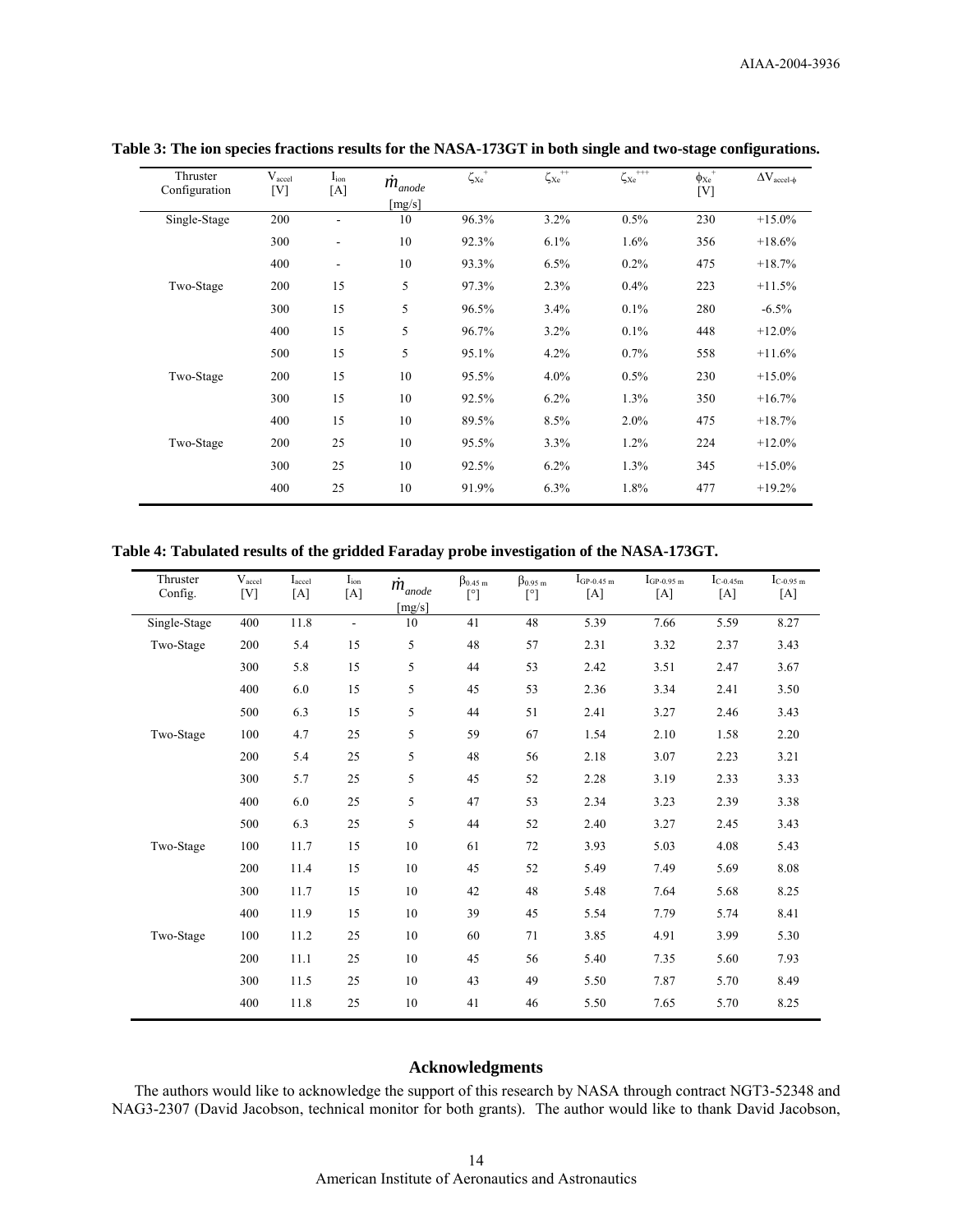**Table 3: The ion species fractions results for the NASA-173GT in both single and two-stage configurations.**

| Thruster Configuration | $V_{accel}$ [V] | $I_{ion}$ [A] | $\dot{m}_{anode}$ [mg/s] | $\zeta_{Xe^+}$ | $\zeta_{Xe^{++}}$ | $\zeta_{Xe^{+++}}$ | $\phi_{Xe^+}$ [V] | $\Delta V_{accel-\phi}$ |
|---|---|---|---|---|---|---|---|---|
| Single-Stage | 200 | - | 10 | 96.3% | 3.2% | 0.5% | 230 | +15.0% |
| | 300 | - | 10 | 92.3% | 6.1% | 1.6% | 356 | +18.6% |
| | 400 | - | 10 | 93.3% | 6.5% | 0.2% | 475 | +18.7% |
| Two-Stage | 200 | 15 | 5 | 97.3% | 2.3% | 0.4% | 223 | +11.5% |
| | 300 | 15 | 5 | 96.5% | 3.4% | 0.1% | 280 | -6.5% |
| | 400 | 15 | 5 | 96.7% | 3.2% | 0.1% | 448 | +12.0% |
| | 500 | 15 | 5 | 95.1% | 4.2% | 0.7% | 558 | +11.6% |
| Two-Stage | 200 | 15 | 10 | 95.5% | 4.0% | 0.5% | 230 | +15.0% |
| | 300 | 15 | 10 | 92.5% | 6.2% | 1.3% | 350 | +16.7% |
| | 400 | 15 | 10 | 89.5% | 8.5% | 2.0% | 475 | +18.7% |
| Two-Stage | 200 | 25 | 10 | 95.5% | 3.3% | 1.2% | 224 | +12.0% |
| | 300 | 25 | 10 | 92.5% | 6.2% | 1.3% | 345 | +15.0% |
| | 400 | 25 | 10 | 91.9% | 6.3% | 1.8% | 477 | +19.2% |

**Table 4: Tabulated results of the gridded Faraday probe investigation of the NASA-173GT.**

| Thruster Config. | $V_{accel}$ [V] | $I_{accel}$ [A] | $I_{ion}$ [A] | $\dot{m}_{anode}$ [mg/s] | $\beta_{0.45\,m}$ [°] | $\beta_{0.95\,m}$ [°] | $I_{GP\text{-}0.45\,m}$ [A] | $I_{GP\text{-}0.95\,m}$ [A] | $I_{C\text{-}0.45m}$ [A] | $I_{C\text{-}0.95\,m}$ [A] |
|---|---|---|---|---|---|---|---|---|---|---|
| Single-Stage | 400 | 11.8 | - | 10 | 41 | 48 | 5.39 | 7.66 | 5.59 | 8.27 |
| Two-Stage | 200 | 5.4 | 15 | 5 | 48 | 57 | 2.31 | 3.32 | 2.37 | 3.43 |
| | 300 | 5.8 | 15 | 5 | 44 | 53 | 2.42 | 3.51 | 2.47 | 3.67 |
| | 400 | 6.0 | 15 | 5 | 45 | 53 | 2.36 | 3.34 | 2.41 | 3.50 |
| | 500 | 6.3 | 15 | 5 | 44 | 51 | 2.41 | 3.27 | 2.46 | 3.43 |
| Two-Stage | 100 | 4.7 | 25 | 5 | 59 | 67 | 1.54 | 2.10 | 1.58 | 2.20 |
| | 200 | 5.4 | 25 | 5 | 48 | 56 | 2.18 | 3.07 | 2.23 | 3.21 |
| | 300 | 5.7 | 25 | 5 | 45 | 52 | 2.28 | 3.19 | 2.33 | 3.33 |
| | 400 | 6.0 | 25 | 5 | 47 | 53 | 2.34 | 3.23 | 2.39 | 3.38 |
| | 500 | 6.3 | 25 | 5 | 44 | 52 | 2.40 | 3.27 | 2.45 | 3.43 |
| Two-Stage | 100 | 11.7 | 15 | 10 | 61 | 72 | 3.93 | 5.03 | 4.08 | 5.43 |
| | 200 | 11.4 | 15 | 10 | 45 | 52 | 5.49 | 7.49 | 5.69 | 8.08 |
| | 300 | 11.7 | 15 | 10 | 42 | 48 | 5.48 | 7.64 | 5.68 | 8.25 |
| | 400 | 11.9 | 15 | 10 | 39 | 45 | 5.54 | 7.79 | 5.74 | 8.41 |
| Two-Stage | 100 | 11.2 | 25 | 10 | 60 | 71 | 3.85 | 4.91 | 3.99 | 5.30 |
| | 200 | 11.1 | 25 | 10 | 45 | 56 | 5.40 | 7.35 | 5.60 | 7.93 |
| | 300 | 11.5 | 25 | 10 | 43 | 49 | 5.50 | 7.87 | 5.70 | 8.49 |
| | 400 | 11.8 | 25 | 10 | 41 | 46 | 5.50 | 7.65 | 5.70 | 8.25 |

## Acknowledgments

The authors would like to acknowledge the support of this research by NASA through contract NGT3-52348 and NAG3-2307 (David Jacobson, technical monitor for both grants). The author would like to thank David Jacobson,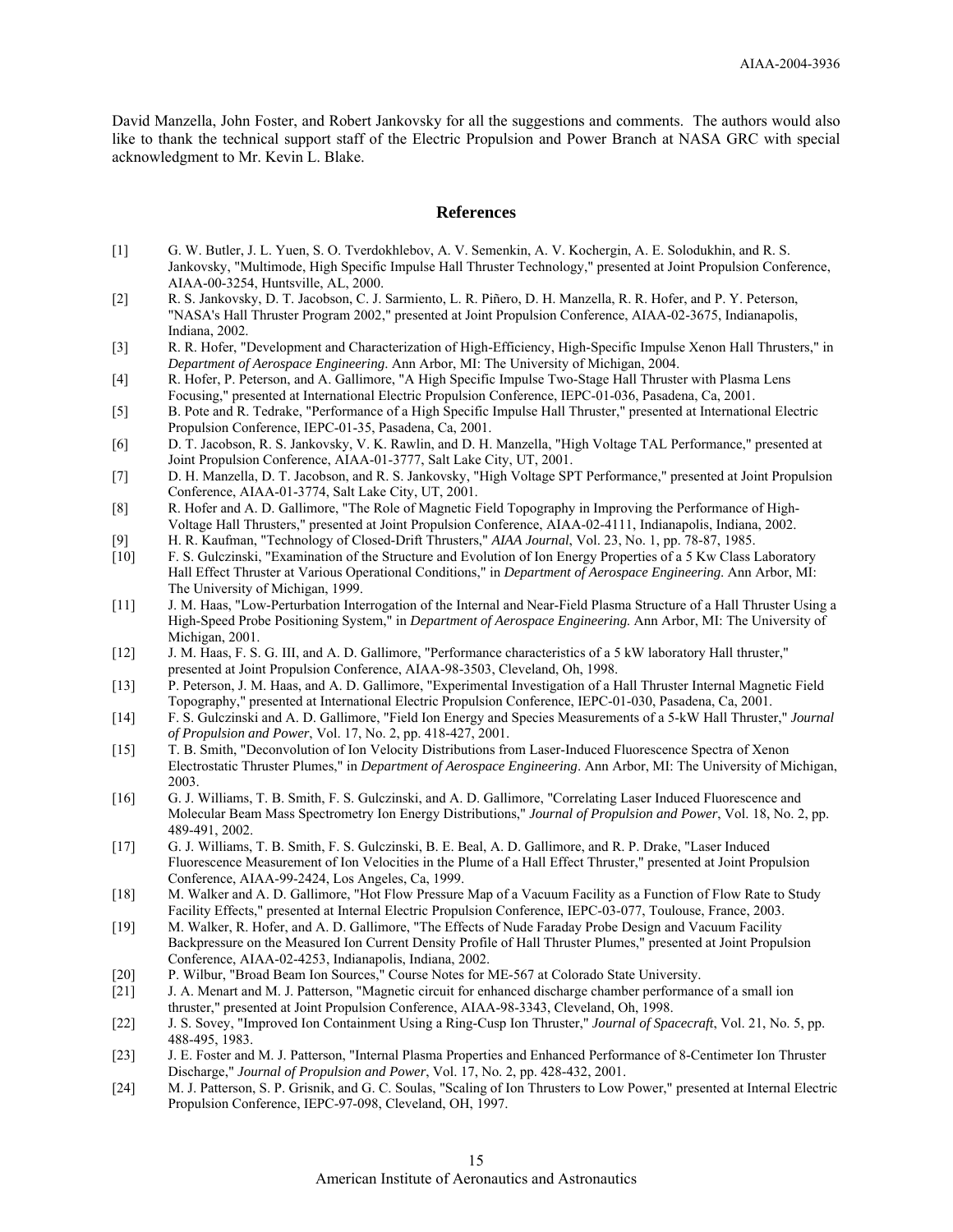David Manzella, John Foster, and Robert Jankovsky for all the suggestions and comments. The authors would also like to thank the technical support staff of the Electric Propulsion and Power Branch at NASA GRC with special acknowledgment to Mr. Kevin L. Blake.

## References

[1] G. W. Butler, J. L. Yuen, S. O. Tverdokhlebov, A. V. Semenkin, A. V. Kochergin, A. E. Solodukhin, and R. S. Jankovsky, "Multimode, High Specific Impulse Hall Thruster Technology," presented at Joint Propulsion Conference, AIAA-00-3254, Huntsville, AL, 2000.

[2] R. S. Jankovsky, D. T. Jacobson, C. J. Sarmiento, L. R. Piñero, D. H. Manzella, R. R. Hofer, and P. Y. Peterson, "NASA's Hall Thruster Program 2002," presented at Joint Propulsion Conference, AIAA-02-3675, Indianapolis, Indiana, 2002.

[3] R. R. Hofer, "Development and Characterization of High-Efficiency, High-Specific Impulse Xenon Hall Thrusters," in *Department of Aerospace Engineering*. Ann Arbor, MI: The University of Michigan, 2004.

[4] R. Hofer, P. Peterson, and A. Gallimore, "A High Specific Impulse Two-Stage Hall Thruster with Plasma Lens Focusing," presented at International Electric Propulsion Conference, IEPC-01-036, Pasadena, Ca, 2001.

[5] B. Pote and R. Tedrake, "Performance of a High Specific Impulse Hall Thruster," presented at International Electric Propulsion Conference, IEPC-01-35, Pasadena, Ca, 2001.

[6] D. T. Jacobson, R. S. Jankovsky, V. K. Rawlin, and D. H. Manzella, "High Voltage TAL Performance," presented at Joint Propulsion Conference, AIAA-01-3777, Salt Lake City, UT, 2001.

[7] D. H. Manzella, D. T. Jacobson, and R. S. Jankovsky, "High Voltage SPT Performance," presented at Joint Propulsion Conference, AIAA-01-3774, Salt Lake City, UT, 2001.

[8] R. Hofer and A. D. Gallimore, "The Role of Magnetic Field Topography in Improving the Performance of High-Voltage Hall Thrusters," presented at Joint Propulsion Conference, AIAA-02-4111, Indianapolis, Indiana, 2002.

[9] H. R. Kaufman, "Technology of Closed-Drift Thrusters," *AIAA Journal*, Vol. 23, No. 1, pp. 78-87, 1985.

[10] F. S. Gulczinski, "Examination of the Structure and Evolution of Ion Energy Properties of a 5 Kw Class Laboratory Hall Effect Thruster at Various Operational Conditions," in *Department of Aerospace Engineering*. Ann Arbor, MI: The University of Michigan, 1999.

[11] J. M. Haas, "Low-Perturbation Interrogation of the Internal and Near-Field Plasma Structure of a Hall Thruster Using a High-Speed Probe Positioning System," in *Department of Aerospace Engineering.* Ann Arbor, MI: The University of Michigan, 2001.

[12] J. M. Haas, F. S. G. III, and A. D. Gallimore, "Performance characteristics of a 5 kW laboratory Hall thruster," presented at Joint Propulsion Conference, AIAA-98-3503, Cleveland, Oh, 1998.

[13] P. Peterson, J. M. Haas, and A. D. Gallimore, "Experimental Investigation of a Hall Thruster Internal Magnetic Field Topography," presented at International Electric Propulsion Conference, IEPC-01-030, Pasadena, Ca, 2001.

[14] F. S. Gulczinski and A. D. Gallimore, "Field Ion Energy and Species Measurements of a 5-kW Hall Thruster," *Journal of Propulsion and Power*, Vol. 17, No. 2, pp. 418-427, 2001.

[15] T. B. Smith, "Deconvolution of Ion Velocity Distributions from Laser-Induced Fluorescence Spectra of Xenon Electrostatic Thruster Plumes," in *Department of Aerospace Engineering*. Ann Arbor, MI: The University of Michigan, 2003.

[16] G. J. Williams, T. B. Smith, F. S. Gulczinski, and A. D. Gallimore, "Correlating Laser Induced Fluorescence and Molecular Beam Mass Spectrometry Ion Energy Distributions," *Journal of Propulsion and Power*, Vol. 18, No. 2, pp. 489-491, 2002.

[17] G. J. Williams, T. B. Smith, F. S. Gulczinski, B. E. Beal, A. D. Gallimore, and R. P. Drake, "Laser Induced Fluorescence Measurement of Ion Velocities in the Plume of a Hall Effect Thruster," presented at Joint Propulsion Conference, AIAA-99-2424, Los Angeles, Ca, 1999.

[18] M. Walker and A. D. Gallimore, "Hot Flow Pressure Map of a Vacuum Facility as a Function of Flow Rate to Study Facility Effects," presented at Internal Electric Propulsion Conference, IEPC-03-077, Toulouse, France, 2003.

[19] M. Walker, R. Hofer, and A. D. Gallimore, "The Effects of Nude Faraday Probe Design and Vacuum Facility Backpressure on the Measured Ion Current Density Profile of Hall Thruster Plumes," presented at Joint Propulsion Conference, AIAA-02-4253, Indianapolis, Indiana, 2002.

[20] P. Wilbur, "Broad Beam Ion Sources," Course Notes for ME-567 at Colorado State University.

[21] J. A. Menart and M. J. Patterson, "Magnetic circuit for enhanced discharge chamber performance of a small ion thruster," presented at Joint Propulsion Conference, AIAA-98-3343, Cleveland, Oh, 1998.

[22] J. S. Sovey, "Improved Ion Containment Using a Ring-Cusp Ion Thruster," *Journal of Spacecraft*, Vol. 21, No. 5, pp. 488-495, 1983.

[23] J. E. Foster and M. J. Patterson, "Internal Plasma Properties and Enhanced Performance of 8-Centimeter Ion Thruster Discharge," *Journal of Propulsion and Power*, Vol. 17, No. 2, pp. 428-432, 2001.

[24] M. J. Patterson, S. P. Grisnik, and G. C. Soulas, "Scaling of Ion Thrusters to Low Power," presented at Internal Electric Propulsion Conference, IEPC-97-098, Cleveland, OH, 1997.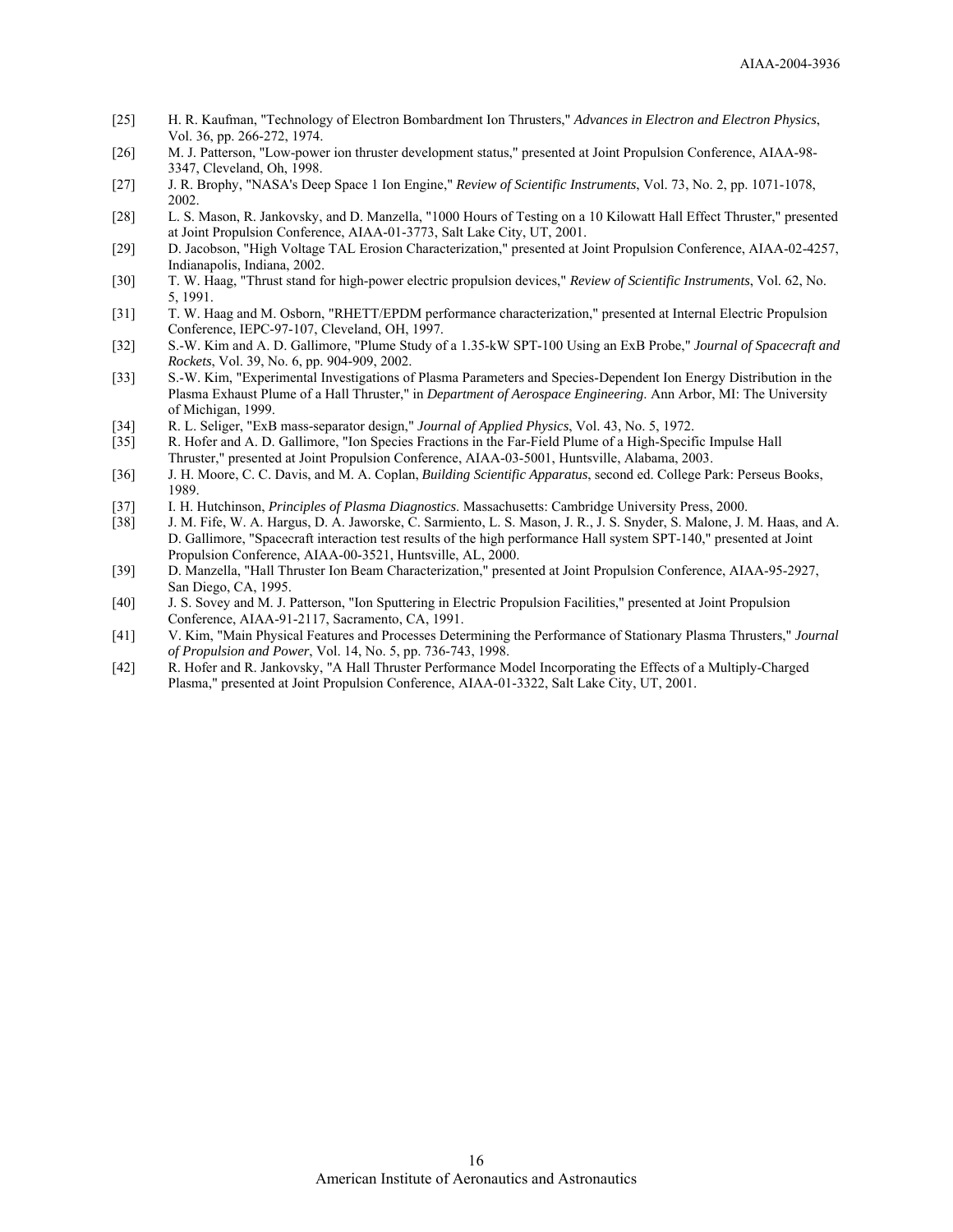[25] H. R. Kaufman, "Technology of Electron Bombardment Ion Thrusters," *Advances in Electron and Electron Physics*, Vol. 36, pp. 266-272, 1974.

[26] M. J. Patterson, "Low-power ion thruster development status," presented at Joint Propulsion Conference, AIAA-98-3347, Cleveland, Oh, 1998.

[27] J. R. Brophy, "NASA's Deep Space 1 Ion Engine," *Review of Scientific Instruments*, Vol. 73, No. 2, pp. 1071-1078, 2002.

[28] L. S. Mason, R. Jankovsky, and D. Manzella, "1000 Hours of Testing on a 10 Kilowatt Hall Effect Thruster," presented at Joint Propulsion Conference, AIAA-01-3773, Salt Lake City, UT, 2001.

[29] D. Jacobson, "High Voltage TAL Erosion Characterization," presented at Joint Propulsion Conference, AIAA-02-4257, Indianapolis, Indiana, 2002.

[30] T. W. Haag, "Thrust stand for high-power electric propulsion devices," *Review of Scientific Instruments*, Vol. 62, No. 5, 1991.

[31] T. W. Haag and M. Osborn, "RHETT/EPDM performance characterization," presented at Internal Electric Propulsion Conference, IEPC-97-107, Cleveland, OH, 1997.

[32] S.-W. Kim and A. D. Gallimore, "Plume Study of a 1.35-kW SPT-100 Using an ExB Probe," *Journal of Spacecraft and Rockets*, Vol. 39, No. 6, pp. 904-909, 2002.

[33] S.-W. Kim, "Experimental Investigations of Plasma Parameters and Species-Dependent Ion Energy Distribution in the Plasma Exhaust Plume of a Hall Thruster," in *Department of Aerospace Engineering*. Ann Arbor, MI: The University of Michigan, 1999.

[34] R. L. Seliger, "ExB mass-separator design," *Journal of Applied Physics*, Vol. 43, No. 5, 1972.

[35] R. Hofer and A. D. Gallimore, "Ion Species Fractions in the Far-Field Plume of a High-Specific Impulse Hall Thruster," presented at Joint Propulsion Conference, AIAA-03-5001, Huntsville, Alabama, 2003.

[36] J. H. Moore, C. C. Davis, and M. A. Coplan, *Building Scientific Apparatus*, second ed. College Park: Perseus Books, 1989.

[37] I. H. Hutchinson, *Principles of Plasma Diagnostics*. Massachusetts: Cambridge University Press, 2000.

[38] J. M. Fife, W. A. Hargus, D. A. Jaworske, C. Sarmiento, L. S. Mason, J. R., J. S. Snyder, S. Malone, J. M. Haas, and A. D. Gallimore, "Spacecraft interaction test results of the high performance Hall system SPT-140," presented at Joint Propulsion Conference, AIAA-00-3521, Huntsville, AL, 2000.

[39] D. Manzella, "Hall Thruster Ion Beam Characterization," presented at Joint Propulsion Conference, AIAA-95-2927, San Diego, CA, 1995.

[40] J. S. Sovey and M. J. Patterson, "Ion Sputtering in Electric Propulsion Facilities," presented at Joint Propulsion Conference, AIAA-91-2117, Sacramento, CA, 1991.

[41] V. Kim, "Main Physical Features and Processes Determining the Performance of Stationary Plasma Thrusters," *Journal of Propulsion and Power*, Vol. 14, No. 5, pp. 736-743, 1998.

[42] R. Hofer and R. Jankovsky, "A Hall Thruster Performance Model Incorporating the Effects of a Multiply-Charged Plasma," presented at Joint Propulsion Conference, AIAA-01-3322, Salt Lake City, UT, 2001.